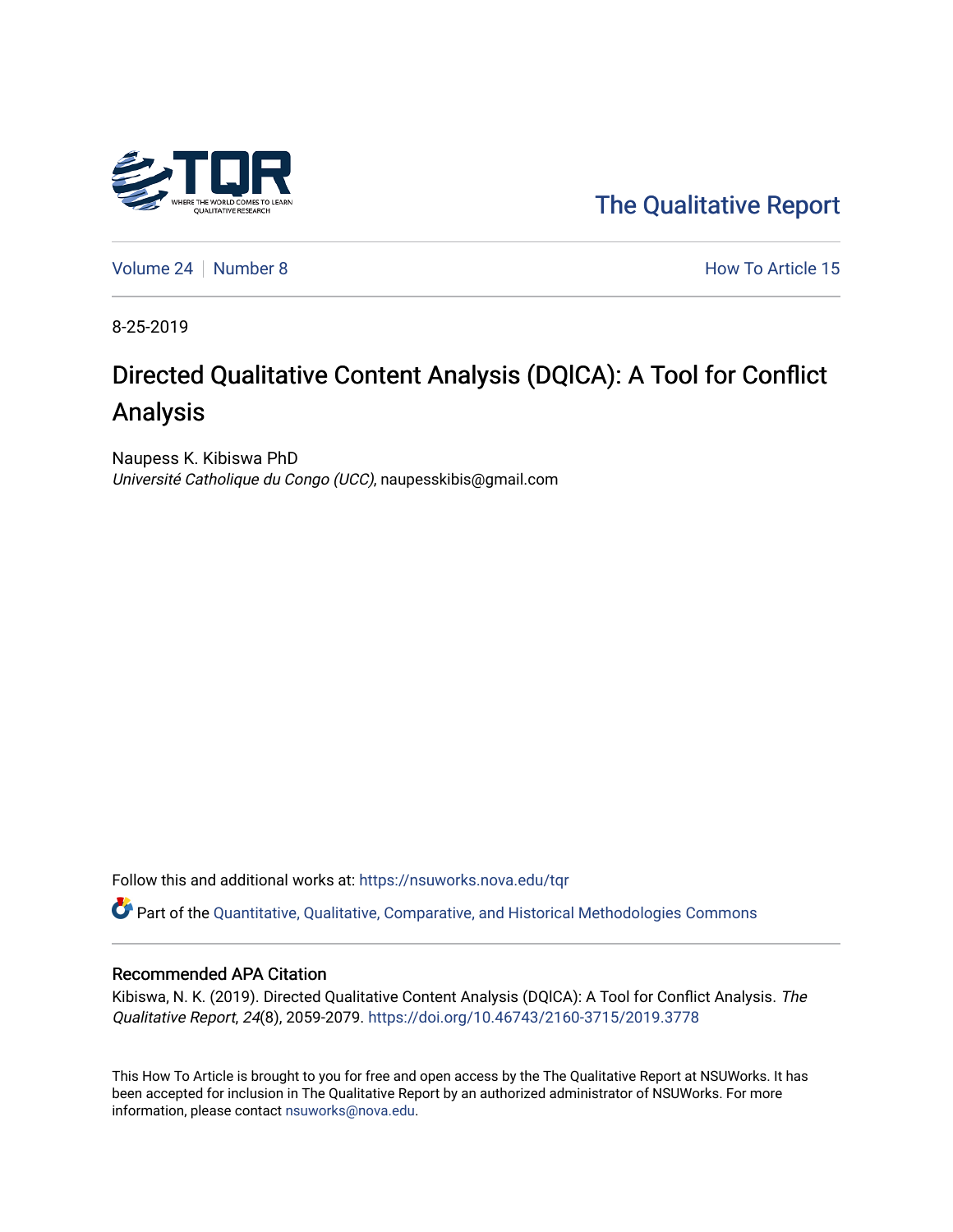The Qualitative Report

Volume 24 | Number 8 How To Article 15

8-25-2019

# Directed Qualitative Content Analysis (DQlCA): A Tool for Conflict Analysis

Naupess K. Kibiswa PhD
*Université Catholique du Congo (UCC)*, naupesskibis@gmail.com

Follow this and additional works at: https://nsuworks.nova.edu/tqr

Part of the Quantitative, Qualitative, Comparative, and Historical Methodologies Commons

## Recommended APA Citation

Kibiswa, N. K. (2019). Directed Qualitative Content Analysis (DQlCA): A Tool for Conflict Analysis. *The Qualitative Report*, *24*(8), 2059-2079. https://doi.org/10.46743/2160-3715/2019.3778

This How To Article is brought to you for free and open access by the The Qualitative Report at NSUWorks. It has been accepted for inclusion in The Qualitative Report by an authorized administrator of NSUWorks. For more information, please contact nsuworks@nova.edu.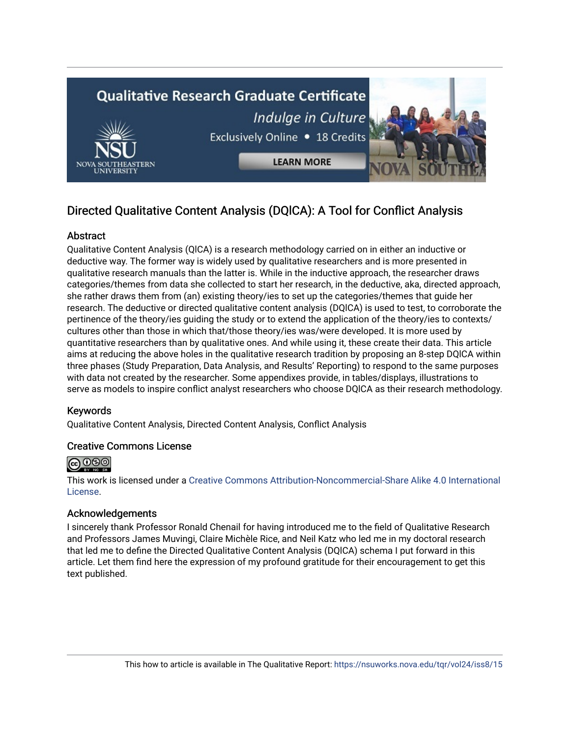## Directed Qualitative Content Analysis (DQlCA): A Tool for Conflict Analysis

### Abstract

Qualitative Content Analysis (QlCA) is a research methodology carried on in either an inductive or deductive way. The former way is widely used by qualitative researchers and is more presented in qualitative research manuals than the latter is. While in the inductive approach, the researcher draws categories/themes from data she collected to start her research, in the deductive, aka, directed approach, she rather draws them from (an) existing theory/ies to set up the categories/themes that guide her research. The deductive or directed qualitative content analysis (DQlCA) is used to test, to corroborate the pertinence of the theory/ies guiding the study or to extend the application of the theory/ies to contexts/cultures other than those in which that/those theory/ies was/were developed. It is more used by quantitative researchers than by qualitative ones. And while using it, these create their data. This article aims at reducing the above holes in the qualitative research tradition by proposing an 8-step DQlCA within three phases (Study Preparation, Data Analysis, and Results' Reporting) to respond to the same purposes with data not created by the researcher. Some appendixes provide, in tables/displays, illustrations to serve as models to inspire conflict analyst researchers who choose DQlCA as their research methodology.

### Keywords

Qualitative Content Analysis, Directed Content Analysis, Conflict Analysis

### Creative Commons License

This work is licensed under a Creative Commons Attribution-Noncommercial-Share Alike 4.0 International License.

### Acknowledgements

I sincerely thank Professor Ronald Chenail for having introduced me to the field of Qualitative Research and Professors James Muvingi, Claire Michèle Rice, and Neil Katz who led me in my doctoral research that led me to define the Directed Qualitative Content Analysis (DQlCA) schema I put forward in this article. Let them find here the expression of my profound gratitude for their encouragement to get this text published.

This how to article is available in The Qualitative Report: https://nsuworks.nova.edu/tqr/vol24/iss8/15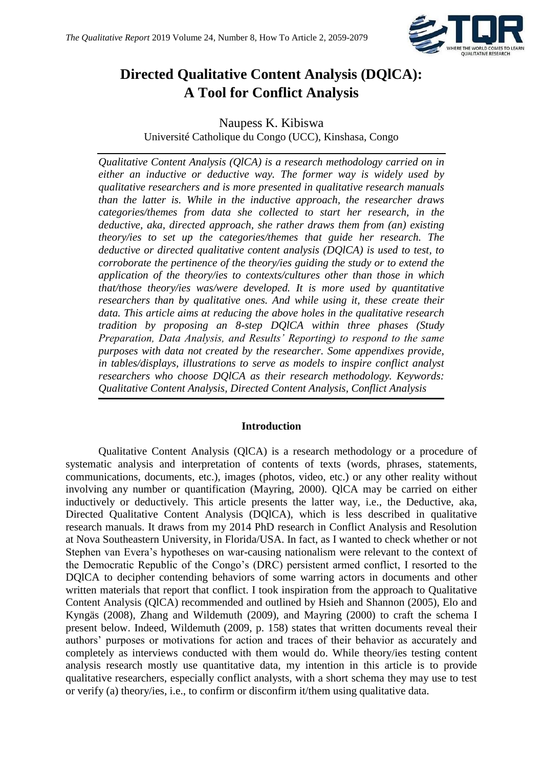# Directed Qualitative Content Analysis (DQlCA): A Tool for Conflict Analysis

Naupess K. Kibiswa

Université Catholique du Congo (UCC), Kinshasa, Congo

*Qualitative Content Analysis (QlCA) is a research methodology carried on in either an inductive or deductive way. The former way is widely used by qualitative researchers and is more presented in qualitative research manuals than the latter is. While in the inductive approach, the researcher draws categories/themes from data she collected to start her research, in the deductive, aka, directed approach, she rather draws them from (an) existing theory/ies to set up the categories/themes that guide her research. The deductive or directed qualitative content analysis (DQlCA) is used to test, to corroborate the pertinence of the theory/ies guiding the study or to extend the application of the theory/ies to contexts/cultures other than those in which that/those theory/ies was/were developed. It is more used by quantitative researchers than by qualitative ones. And while using it, these create their data. This article aims at reducing the above holes in the qualitative research tradition by proposing an 8-step DQlCA within three phases (Study Preparation, Data Analysis, and Results' Reporting) to respond to the same purposes with data not created by the researcher. Some appendixes provide, in tables/displays, illustrations to serve as models to inspire conflict analyst researchers who choose DQlCA as their research methodology. Keywords: Qualitative Content Analysis, Directed Content Analysis, Conflict Analysis*

## Introduction

Qualitative Content Analysis (QlCA) is a research methodology or a procedure of systematic analysis and interpretation of contents of texts (words, phrases, statements, communications, documents, etc.), images (photos, video, etc.) or any other reality without involving any number or quantification (Mayring, 2000). QlCA may be carried on either inductively or deductively. This article presents the latter way, i.e., the Deductive, aka, Directed Qualitative Content Analysis (DQlCA), which is less described in qualitative research manuals. It draws from my 2014 PhD research in Conflict Analysis and Resolution at Nova Southeastern University, in Florida/USA. In fact, as I wanted to check whether or not Stephen van Evera's hypotheses on war-causing nationalism were relevant to the context of the Democratic Republic of the Congo's (DRC) persistent armed conflict, I resorted to the DQlCA to decipher contending behaviors of some warring actors in documents and other written materials that report that conflict. I took inspiration from the approach to Qualitative Content Analysis (QlCA) recommended and outlined by Hsieh and Shannon (2005), Elo and Kyngäs (2008), Zhang and Wildemuth (2009), and Mayring (2000) to craft the schema I present below. Indeed, Wildemuth (2009, p. 158) states that written documents reveal their authors' purposes or motivations for action and traces of their behavior as accurately and completely as interviews conducted with them would do. While theory/ies testing content analysis research mostly use quantitative data, my intention in this article is to provide qualitative researchers, especially conflict analysts, with a short schema they may use to test or verify (a) theory/ies, i.e., to confirm or disconfirm it/them using qualitative data.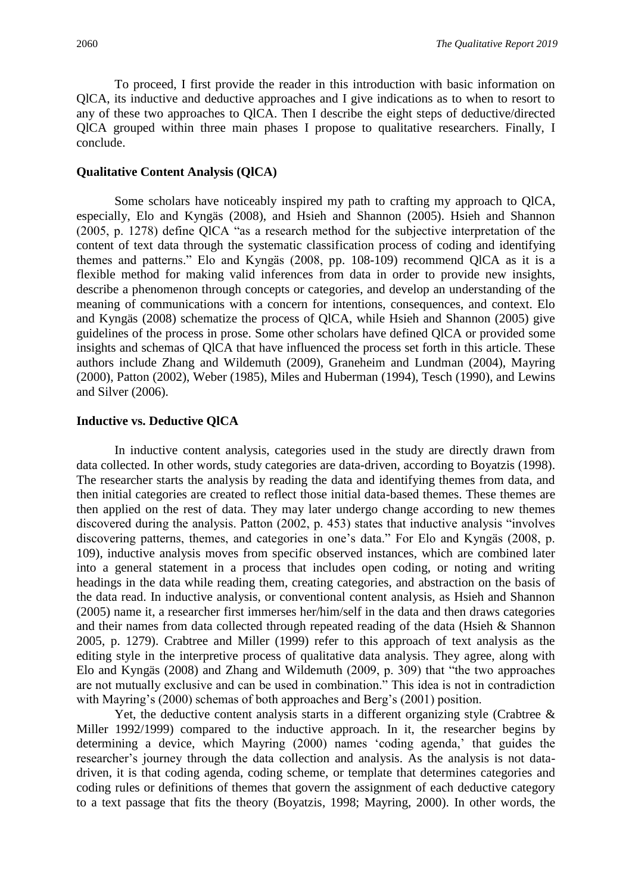To proceed, I first provide the reader in this introduction with basic information on QlCA, its inductive and deductive approaches and I give indications as to when to resort to any of these two approaches to QlCA. Then I describe the eight steps of deductive/directed QlCA grouped within three main phases I propose to qualitative researchers. Finally, I conclude.

## Qualitative Content Analysis (QlCA)

Some scholars have noticeably inspired my path to crafting my approach to QlCA, especially, Elo and Kyngäs (2008), and Hsieh and Shannon (2005). Hsieh and Shannon (2005, p. 1278) define QlCA "as a research method for the subjective interpretation of the content of text data through the systematic classification process of coding and identifying themes and patterns." Elo and Kyngäs (2008, pp. 108-109) recommend QlCA as it is a flexible method for making valid inferences from data in order to provide new insights, describe a phenomenon through concepts or categories, and develop an understanding of the meaning of communications with a concern for intentions, consequences, and context. Elo and Kyngäs (2008) schematize the process of QlCA, while Hsieh and Shannon (2005) give guidelines of the process in prose. Some other scholars have defined QlCA or provided some insights and schemas of QlCA that have influenced the process set forth in this article. These authors include Zhang and Wildemuth (2009), Graneheim and Lundman (2004), Mayring (2000), Patton (2002), Weber (1985), Miles and Huberman (1994), Tesch (1990), and Lewins and Silver (2006).

## Inductive vs. Deductive QlCA

In inductive content analysis, categories used in the study are directly drawn from data collected. In other words, study categories are data-driven, according to Boyatzis (1998). The researcher starts the analysis by reading the data and identifying themes from data, and then initial categories are created to reflect those initial data-based themes. These themes are then applied on the rest of data. They may later undergo change according to new themes discovered during the analysis. Patton (2002, p. 453) states that inductive analysis "involves discovering patterns, themes, and categories in one's data." For Elo and Kyngäs (2008, p. 109), inductive analysis moves from specific observed instances, which are combined later into a general statement in a process that includes open coding, or noting and writing headings in the data while reading them, creating categories, and abstraction on the basis of the data read. In inductive analysis, or conventional content analysis, as Hsieh and Shannon (2005) name it, a researcher first immerses her/him/self in the data and then draws categories and their names from data collected through repeated reading of the data (Hsieh & Shannon 2005, p. 1279). Crabtree and Miller (1999) refer to this approach of text analysis as the editing style in the interpretive process of qualitative data analysis. They agree, along with Elo and Kyngäs (2008) and Zhang and Wildemuth (2009, p. 309) that "the two approaches are not mutually exclusive and can be used in combination." This idea is not in contradiction with Mayring's (2000) schemas of both approaches and Berg's (2001) position.

Yet, the deductive content analysis starts in a different organizing style (Crabtree & Miller 1992/1999) compared to the inductive approach. In it, the researcher begins by determining a device, which Mayring (2000) names 'coding agenda,' that guides the researcher's journey through the data collection and analysis. As the analysis is not data-driven, it is that coding agenda, coding scheme, or template that determines categories and coding rules or definitions of themes that govern the assignment of each deductive category to a text passage that fits the theory (Boyatzis, 1998; Mayring, 2000). In other words, the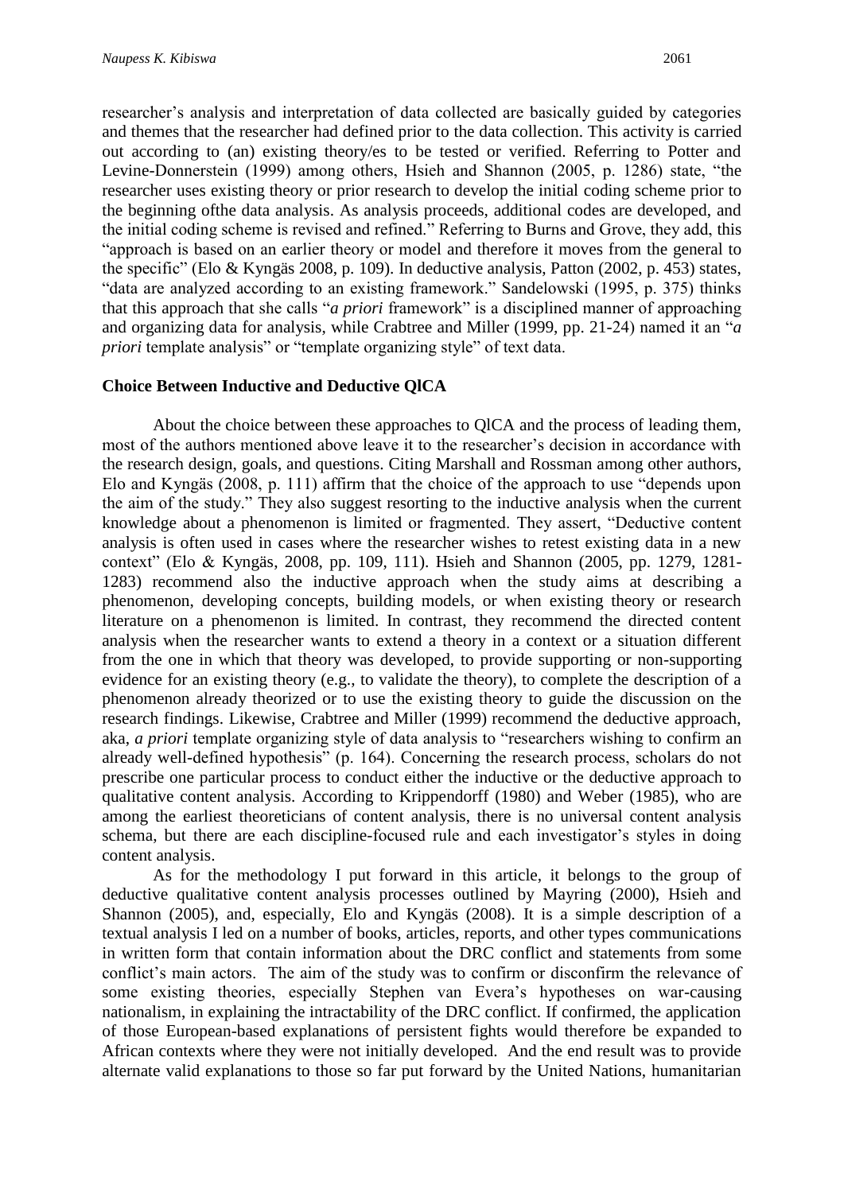researcher's analysis and interpretation of data collected are basically guided by categories and themes that the researcher had defined prior to the data collection. This activity is carried out according to (an) existing theory/es to be tested or verified. Referring to Potter and Levine-Donnerstein (1999) among others, Hsieh and Shannon (2005, p. 1286) state, "the researcher uses existing theory or prior research to develop the initial coding scheme prior to the beginning ofthe data analysis. As analysis proceeds, additional codes are developed, and the initial coding scheme is revised and refined." Referring to Burns and Grove, they add, this "approach is based on an earlier theory or model and therefore it moves from the general to the specific" (Elo & Kyngäs 2008, p. 109). In deductive analysis, Patton (2002, p. 453) states, "data are analyzed according to an existing framework." Sandelowski (1995, p. 375) thinks that this approach that she calls "*a priori* framework" is a disciplined manner of approaching and organizing data for analysis, while Crabtree and Miller (1999, pp. 21-24) named it an "*a priori* template analysis" or "template organizing style" of text data.

## Choice Between Inductive and Deductive QlCA

About the choice between these approaches to QlCA and the process of leading them, most of the authors mentioned above leave it to the researcher's decision in accordance with the research design, goals, and questions. Citing Marshall and Rossman among other authors, Elo and Kyngäs (2008, p. 111) affirm that the choice of the approach to use "depends upon the aim of the study." They also suggest resorting to the inductive analysis when the current knowledge about a phenomenon is limited or fragmented. They assert, "Deductive content analysis is often used in cases where the researcher wishes to retest existing data in a new context" (Elo & Kyngäs, 2008, pp. 109, 111). Hsieh and Shannon (2005, pp. 1279, 1281-1283) recommend also the inductive approach when the study aims at describing a phenomenon, developing concepts, building models, or when existing theory or research literature on a phenomenon is limited. In contrast, they recommend the directed content analysis when the researcher wants to extend a theory in a context or a situation different from the one in which that theory was developed, to provide supporting or non-supporting evidence for an existing theory (e.g., to validate the theory), to complete the description of a phenomenon already theorized or to use the existing theory to guide the discussion on the research findings. Likewise, Crabtree and Miller (1999) recommend the deductive approach, aka, *a priori* template organizing style of data analysis to "researchers wishing to confirm an already well-defined hypothesis" (p. 164). Concerning the research process, scholars do not prescribe one particular process to conduct either the inductive or the deductive approach to qualitative content analysis. According to Krippendorff (1980) and Weber (1985), who are among the earliest theoreticians of content analysis, there is no universal content analysis schema, but there are each discipline-focused rule and each investigator's styles in doing content analysis.

As for the methodology I put forward in this article, it belongs to the group of deductive qualitative content analysis processes outlined by Mayring (2000), Hsieh and Shannon (2005), and, especially, Elo and Kyngäs (2008). It is a simple description of a textual analysis I led on a number of books, articles, reports, and other types communications in written form that contain information about the DRC conflict and statements from some conflict's main actors. The aim of the study was to confirm or disconfirm the relevance of some existing theories, especially Stephen van Evera's hypotheses on war-causing nationalism, in explaining the intractability of the DRC conflict. If confirmed, the application of those European-based explanations of persistent fights would therefore be expanded to African contexts where they were not initially developed. And the end result was to provide alternate valid explanations to those so far put forward by the United Nations, humanitarian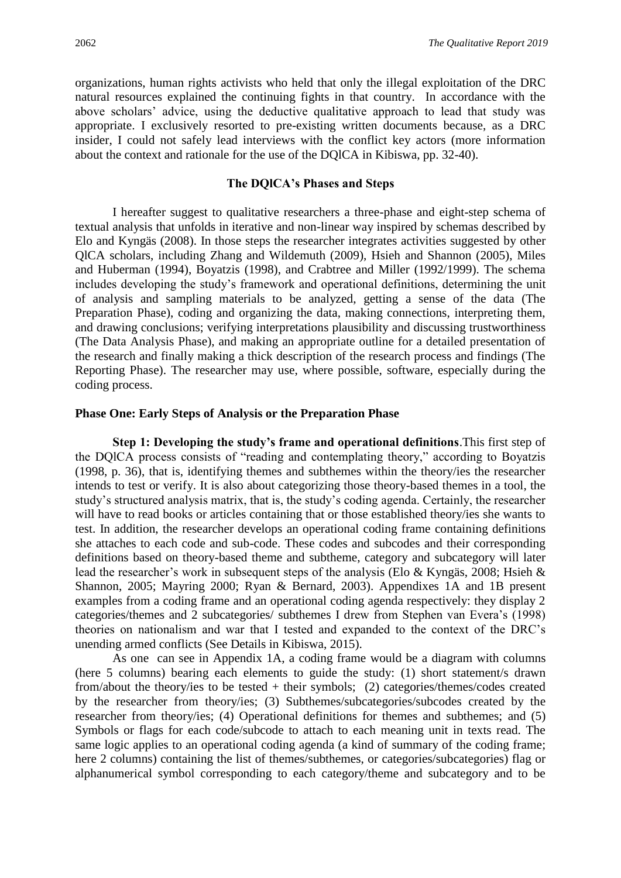organizations, human rights activists who held that only the illegal exploitation of the DRC natural resources explained the continuing fights in that country. In accordance with the above scholars' advice, using the deductive qualitative approach to lead that study was appropriate. I exclusively resorted to pre-existing written documents because, as a DRC insider, I could not safely lead interviews with the conflict key actors (more information about the context and rationale for the use of the DQlCA in Kibiswa, pp. 32-40).

## The DQlCA's Phases and Steps

I hereafter suggest to qualitative researchers a three-phase and eight-step schema of textual analysis that unfolds in iterative and non-linear way inspired by schemas described by Elo and Kyngäs (2008). In those steps the researcher integrates activities suggested by other QlCA scholars, including Zhang and Wildemuth (2009), Hsieh and Shannon (2005), Miles and Huberman (1994), Boyatzis (1998), and Crabtree and Miller (1992/1999). The schema includes developing the study's framework and operational definitions, determining the unit of analysis and sampling materials to be analyzed, getting a sense of the data (The Preparation Phase), coding and organizing the data, making connections, interpreting them, and drawing conclusions; verifying interpretations plausibility and discussing trustworthiness (The Data Analysis Phase), and making an appropriate outline for a detailed presentation of the research and finally making a thick description of the research process and findings (The Reporting Phase). The researcher may use, where possible, software, especially during the coding process.

### Phase One: Early Steps of Analysis or the Preparation Phase

**Step 1: Developing the study's frame and operational definitions**.This first step of the DQlCA process consists of "reading and contemplating theory," according to Boyatzis (1998, p. 36), that is, identifying themes and subthemes within the theory/ies the researcher intends to test or verify. It is also about categorizing those theory-based themes in a tool, the study's structured analysis matrix, that is, the study's coding agenda. Certainly, the researcher will have to read books or articles containing that or those established theory/ies she wants to test. In addition, the researcher develops an operational coding frame containing definitions she attaches to each code and sub-code. These codes and subcodes and their corresponding definitions based on theory-based theme and subtheme, category and subcategory will later lead the researcher's work in subsequent steps of the analysis (Elo & Kyngäs, 2008; Hsieh & Shannon, 2005; Mayring 2000; Ryan & Bernard, 2003). Appendixes 1A and 1B present examples from a coding frame and an operational coding agenda respectively: they display 2 categories/themes and 2 subcategories/ subthemes I drew from Stephen van Evera's (1998) theories on nationalism and war that I tested and expanded to the context of the DRC's unending armed conflicts (See Details in Kibiswa, 2015).

As one can see in Appendix 1A, a coding frame would be a diagram with columns (here 5 columns) bearing each elements to guide the study: (1) short statement/s drawn from/about the theory/ies to be tested + their symbols; (2) categories/themes/codes created by the researcher from theory/ies; (3) Subthemes/subcategories/subcodes created by the researcher from theory/ies; (4) Operational definitions for themes and subthemes; and (5) Symbols or flags for each code/subcode to attach to each meaning unit in texts read. The same logic applies to an operational coding agenda (a kind of summary of the coding frame; here 2 columns) containing the list of themes/subthemes, or categories/subcategories) flag or alphanumerical symbol corresponding to each category/theme and subcategory and to be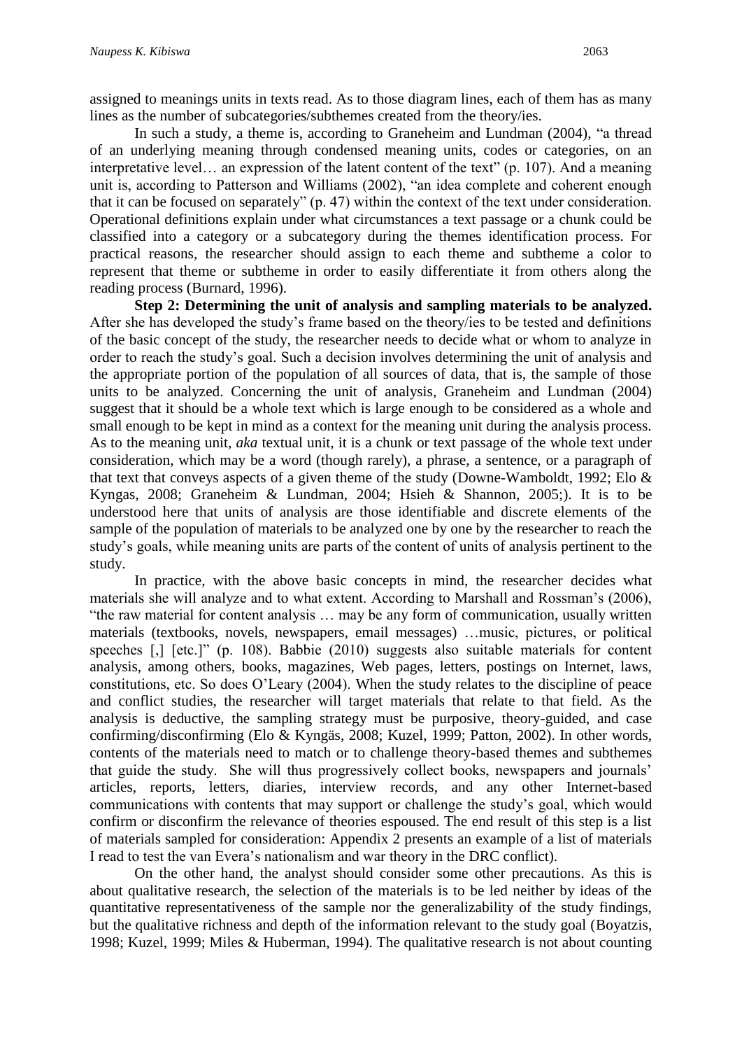assigned to meanings units in texts read. As to those diagram lines, each of them has as many lines as the number of subcategories/subthemes created from the theory/ies.

In such a study, a theme is, according to Graneheim and Lundman (2004), "a thread of an underlying meaning through condensed meaning units, codes or categories, on an interpretative level… an expression of the latent content of the text" (p. 107). And a meaning unit is, according to Patterson and Williams (2002), "an idea complete and coherent enough that it can be focused on separately" (p. 47) within the context of the text under consideration. Operational definitions explain under what circumstances a text passage or a chunk could be classified into a category or a subcategory during the themes identification process. For practical reasons, the researcher should assign to each theme and subtheme a color to represent that theme or subtheme in order to easily differentiate it from others along the reading process (Burnard, 1996).

**Step 2: Determining the unit of analysis and sampling materials to be analyzed.** After she has developed the study's frame based on the theory/ies to be tested and definitions of the basic concept of the study, the researcher needs to decide what or whom to analyze in order to reach the study's goal. Such a decision involves determining the unit of analysis and the appropriate portion of the population of all sources of data, that is, the sample of those units to be analyzed. Concerning the unit of analysis, Graneheim and Lundman (2004) suggest that it should be a whole text which is large enough to be considered as a whole and small enough to be kept in mind as a context for the meaning unit during the analysis process. As to the meaning unit, *aka* textual unit, it is a chunk or text passage of the whole text under consideration, which may be a word (though rarely), a phrase, a sentence, or a paragraph of that text that conveys aspects of a given theme of the study (Downe-Wamboldt, 1992; Elo & Kyngas, 2008; Graneheim & Lundman, 2004; Hsieh & Shannon, 2005;). It is to be understood here that units of analysis are those identifiable and discrete elements of the sample of the population of materials to be analyzed one by one by the researcher to reach the study's goals, while meaning units are parts of the content of units of analysis pertinent to the study.

In practice, with the above basic concepts in mind, the researcher decides what materials she will analyze and to what extent. According to Marshall and Rossman's (2006), "the raw material for content analysis … may be any form of communication, usually written materials (textbooks, novels, newspapers, email messages) …music, pictures, or political speeches [,] [etc.]" (p. 108). Babbie (2010) suggests also suitable materials for content analysis, among others, books, magazines, Web pages, letters, postings on Internet, laws, constitutions, etc. So does O'Leary (2004). When the study relates to the discipline of peace and conflict studies, the researcher will target materials that relate to that field. As the analysis is deductive, the sampling strategy must be purposive, theory-guided, and case confirming/disconfirming (Elo & Kyngäs, 2008; Kuzel, 1999; Patton, 2002). In other words, contents of the materials need to match or to challenge theory-based themes and subthemes that guide the study. She will thus progressively collect books, newspapers and journals' articles, reports, letters, diaries, interview records, and any other Internet-based communications with contents that may support or challenge the study's goal, which would confirm or disconfirm the relevance of theories espoused. The end result of this step is a list of materials sampled for consideration: Appendix 2 presents an example of a list of materials I read to test the van Evera's nationalism and war theory in the DRC conflict).

On the other hand, the analyst should consider some other precautions. As this is about qualitative research, the selection of the materials is to be led neither by ideas of the quantitative representativeness of the sample nor the generalizability of the study findings, but the qualitative richness and depth of the information relevant to the study goal (Boyatzis, 1998; Kuzel, 1999; Miles & Huberman, 1994). The qualitative research is not about counting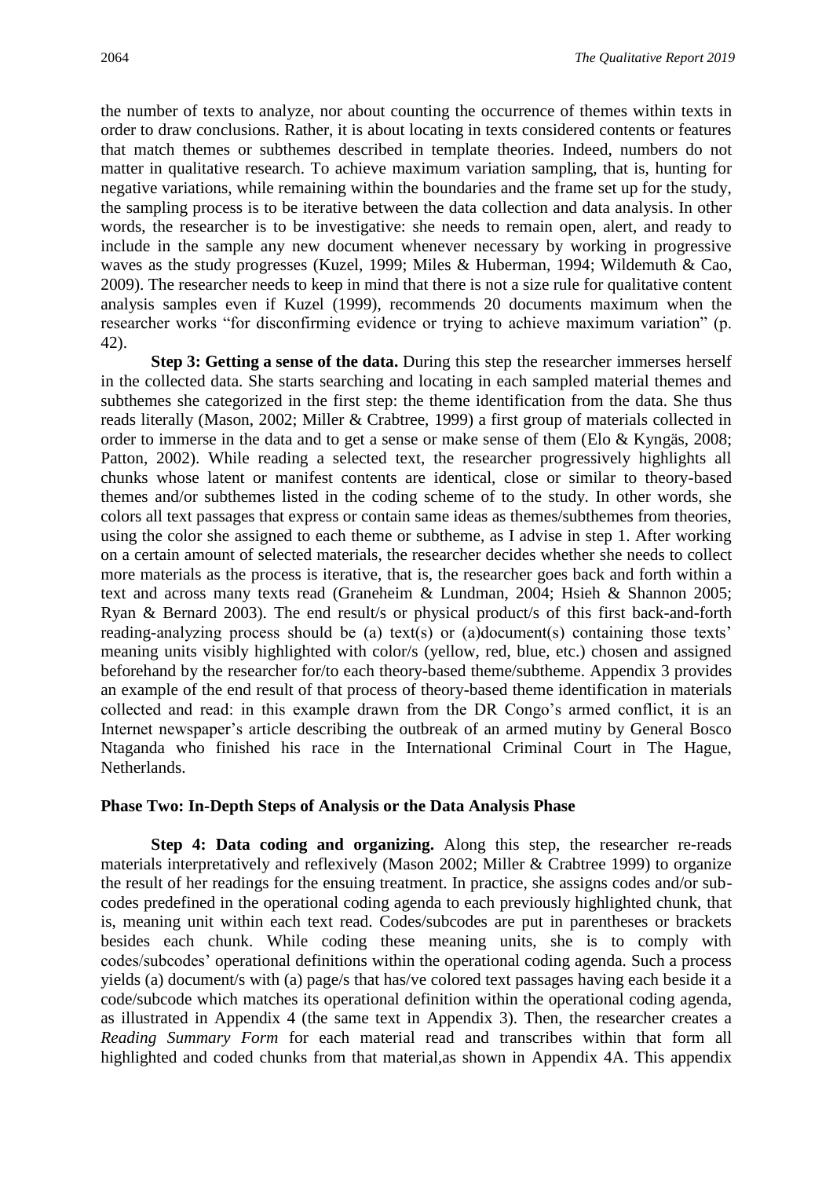the number of texts to analyze, nor about counting the occurrence of themes within texts in order to draw conclusions. Rather, it is about locating in texts considered contents or features that match themes or subthemes described in template theories. Indeed, numbers do not matter in qualitative research. To achieve maximum variation sampling, that is, hunting for negative variations, while remaining within the boundaries and the frame set up for the study, the sampling process is to be iterative between the data collection and data analysis. In other words, the researcher is to be investigative: she needs to remain open, alert, and ready to include in the sample any new document whenever necessary by working in progressive waves as the study progresses (Kuzel, 1999; Miles & Huberman, 1994; Wildemuth & Cao, 2009). The researcher needs to keep in mind that there is not a size rule for qualitative content analysis samples even if Kuzel (1999), recommends 20 documents maximum when the researcher works "for disconfirming evidence or trying to achieve maximum variation" (p. 42).

**Step 3: Getting a sense of the data.** During this step the researcher immerses herself in the collected data. She starts searching and locating in each sampled material themes and subthemes she categorized in the first step: the theme identification from the data. She thus reads literally (Mason, 2002; Miller & Crabtree, 1999) a first group of materials collected in order to immerse in the data and to get a sense or make sense of them (Elo & Kyngäs, 2008; Patton, 2002). While reading a selected text, the researcher progressively highlights all chunks whose latent or manifest contents are identical, close or similar to theory-based themes and/or subthemes listed in the coding scheme of to the study. In other words, she colors all text passages that express or contain same ideas as themes/subthemes from theories, using the color she assigned to each theme or subtheme, as I advise in step 1. After working on a certain amount of selected materials, the researcher decides whether she needs to collect more materials as the process is iterative, that is, the researcher goes back and forth within a text and across many texts read (Graneheim & Lundman, 2004; Hsieh & Shannon 2005; Ryan & Bernard 2003). The end result/s or physical product/s of this first back-and-forth reading-analyzing process should be (a) text(s) or (a)document(s) containing those texts' meaning units visibly highlighted with color/s (yellow, red, blue, etc.) chosen and assigned beforehand by the researcher for/to each theory-based theme/subtheme. Appendix 3 provides an example of the end result of that process of theory-based theme identification in materials collected and read: in this example drawn from the DR Congo's armed conflict, it is an Internet newspaper's article describing the outbreak of an armed mutiny by General Bosco Ntaganda who finished his race in the International Criminal Court in The Hague, Netherlands.

### Phase Two: In-Depth Steps of Analysis or the Data Analysis Phase

**Step 4: Data coding and organizing.** Along this step, the researcher re-reads materials interpretatively and reflexively (Mason 2002; Miller & Crabtree 1999) to organize the result of her readings for the ensuing treatment. In practice, she assigns codes and/or sub-codes predefined in the operational coding agenda to each previously highlighted chunk, that is, meaning unit within each text read. Codes/subcodes are put in parentheses or brackets besides each chunk. While coding these meaning units, she is to comply with codes/subcodes' operational definitions within the operational coding agenda. Such a process yields (a) document/s with (a) page/s that has/ve colored text passages having each beside it a code/subcode which matches its operational definition within the operational coding agenda, as illustrated in Appendix 4 (the same text in Appendix 3). Then, the researcher creates a *Reading Summary Form* for each material read and transcribes within that form all highlighted and coded chunks from that material,as shown in Appendix 4A. This appendix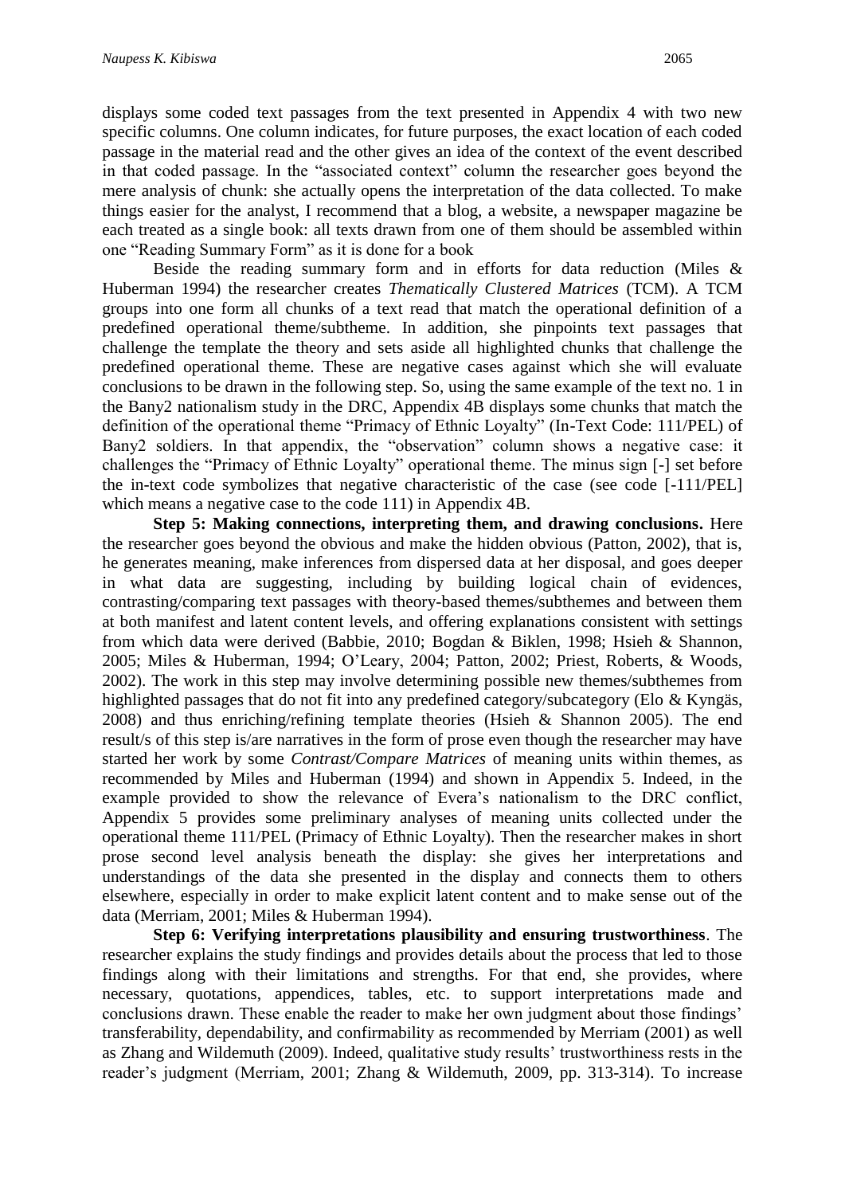displays some coded text passages from the text presented in Appendix 4 with two new specific columns. One column indicates, for future purposes, the exact location of each coded passage in the material read and the other gives an idea of the context of the event described in that coded passage. In the "associated context" column the researcher goes beyond the mere analysis of chunk: she actually opens the interpretation of the data collected. To make things easier for the analyst, I recommend that a blog, a website, a newspaper magazine be each treated as a single book: all texts drawn from one of them should be assembled within one "Reading Summary Form" as it is done for a book

Beside the reading summary form and in efforts for data reduction (Miles & Huberman 1994) the researcher creates *Thematically Clustered Matrices* (TCM). A TCM groups into one form all chunks of a text read that match the operational definition of a predefined operational theme/subtheme. In addition, she pinpoints text passages that challenge the template the theory and sets aside all highlighted chunks that challenge the predefined operational theme. These are negative cases against which she will evaluate conclusions to be drawn in the following step. So, using the same example of the text no. 1 in the Bany2 nationalism study in the DRC, Appendix 4B displays some chunks that match the definition of the operational theme "Primacy of Ethnic Loyalty" (In-Text Code: 111/PEL) of Bany2 soldiers. In that appendix, the "observation" column shows a negative case: it challenges the "Primacy of Ethnic Loyalty" operational theme. The minus sign [-] set before the in-text code symbolizes that negative characteristic of the case (see code [-111/PEL] which means a negative case to the code 111) in Appendix 4B.

**Step 5: Making connections, interpreting them, and drawing conclusions.** Here the researcher goes beyond the obvious and make the hidden obvious (Patton, 2002), that is, he generates meaning, make inferences from dispersed data at her disposal, and goes deeper in what data are suggesting, including by building logical chain of evidences, contrasting/comparing text passages with theory-based themes/subthemes and between them at both manifest and latent content levels, and offering explanations consistent with settings from which data were derived (Babbie, 2010; Bogdan & Biklen, 1998; Hsieh & Shannon, 2005; Miles & Huberman, 1994; O'Leary, 2004; Patton, 2002; Priest, Roberts, & Woods, 2002). The work in this step may involve determining possible new themes/subthemes from highlighted passages that do not fit into any predefined category/subcategory (Elo & Kyngäs, 2008) and thus enriching/refining template theories (Hsieh & Shannon 2005). The end result/s of this step is/are narratives in the form of prose even though the researcher may have started her work by some *Contrast/Compare Matrices* of meaning units within themes, as recommended by Miles and Huberman (1994) and shown in Appendix 5. Indeed, in the example provided to show the relevance of Evera's nationalism to the DRC conflict, Appendix 5 provides some preliminary analyses of meaning units collected under the operational theme 111/PEL (Primacy of Ethnic Loyalty). Then the researcher makes in short prose second level analysis beneath the display: she gives her interpretations and understandings of the data she presented in the display and connects them to others elsewhere, especially in order to make explicit latent content and to make sense out of the data (Merriam, 2001; Miles & Huberman 1994).

**Step 6: Verifying interpretations plausibility and ensuring trustworthiness**. The researcher explains the study findings and provides details about the process that led to those findings along with their limitations and strengths. For that end, she provides, where necessary, quotations, appendices, tables, etc. to support interpretations made and conclusions drawn. These enable the reader to make her own judgment about those findings' transferability, dependability, and confirmability as recommended by Merriam (2001) as well as Zhang and Wildemuth (2009). Indeed, qualitative study results' trustworthiness rests in the reader's judgment (Merriam, 2001; Zhang & Wildemuth, 2009, pp. 313-314). To increase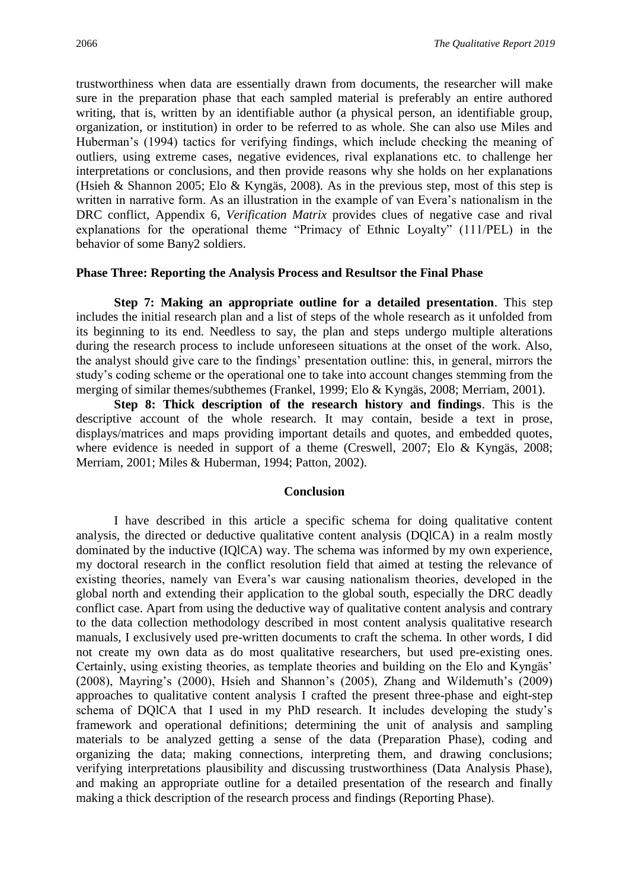trustworthiness when data are essentially drawn from documents, the researcher will make sure in the preparation phase that each sampled material is preferably an entire authored writing, that is, written by an identifiable author (a physical person, an identifiable group, organization, or institution) in order to be referred to as whole. She can also use Miles and Huberman's (1994) tactics for verifying findings, which include checking the meaning of outliers, using extreme cases, negative evidences, rival explanations etc. to challenge her interpretations or conclusions, and then provide reasons why she holds on her explanations (Hsieh & Shannon 2005; Elo & Kyngäs, 2008). As in the previous step, most of this step is written in narrative form. As an illustration in the example of van Evera's nationalism in the DRC conflict, Appendix 6, *Verification Matrix* provides clues of negative case and rival explanations for the operational theme "Primacy of Ethnic Loyalty" (111/PEL) in the behavior of some Bany2 soldiers.

### Phase Three: Reporting the Analysis Process and Resultsor the Final Phase

**Step 7: Making an appropriate outline for a detailed presentation**. This step includes the initial research plan and a list of steps of the whole research as it unfolded from its beginning to its end. Needless to say, the plan and steps undergo multiple alterations during the research process to include unforeseen situations at the onset of the work. Also, the analyst should give care to the findings' presentation outline: this, in general, mirrors the study's coding scheme or the operational one to take into account changes stemming from the merging of similar themes/subthemes (Frankel, 1999; Elo & Kyngäs, 2008; Merriam, 2001).

**Step 8: Thick description of the research history and findings**. This is the descriptive account of the whole research. It may contain, beside a text in prose, displays/matrices and maps providing important details and quotes, and embedded quotes, where evidence is needed in support of a theme (Creswell, 2007; Elo & Kyngäs, 2008; Merriam, 2001; Miles & Huberman, 1994; Patton, 2002).

## Conclusion

I have described in this article a specific schema for doing qualitative content analysis, the directed or deductive qualitative content analysis (DQlCA) in a realm mostly dominated by the inductive (IQlCA) way. The schema was informed by my own experience, my doctoral research in the conflict resolution field that aimed at testing the relevance of existing theories, namely van Evera's war causing nationalism theories, developed in the global north and extending their application to the global south, especially the DRC deadly conflict case. Apart from using the deductive way of qualitative content analysis and contrary to the data collection methodology described in most content analysis qualitative research manuals, I exclusively used pre-written documents to craft the schema. In other words, I did not create my own data as do most qualitative researchers, but used pre-existing ones. Certainly, using existing theories, as template theories and building on the Elo and Kyngäs' (2008), Mayring's (2000), Hsieh and Shannon's (2005), Zhang and Wildemuth's (2009) approaches to qualitative content analysis I crafted the present three-phase and eight-step schema of DQlCA that I used in my PhD research. It includes developing the study's framework and operational definitions; determining the unit of analysis and sampling materials to be analyzed getting a sense of the data (Preparation Phase), coding and organizing the data; making connections, interpreting them, and drawing conclusions; verifying interpretations plausibility and discussing trustworthiness (Data Analysis Phase), and making an appropriate outline for a detailed presentation of the research and finally making a thick description of the research process and findings (Reporting Phase).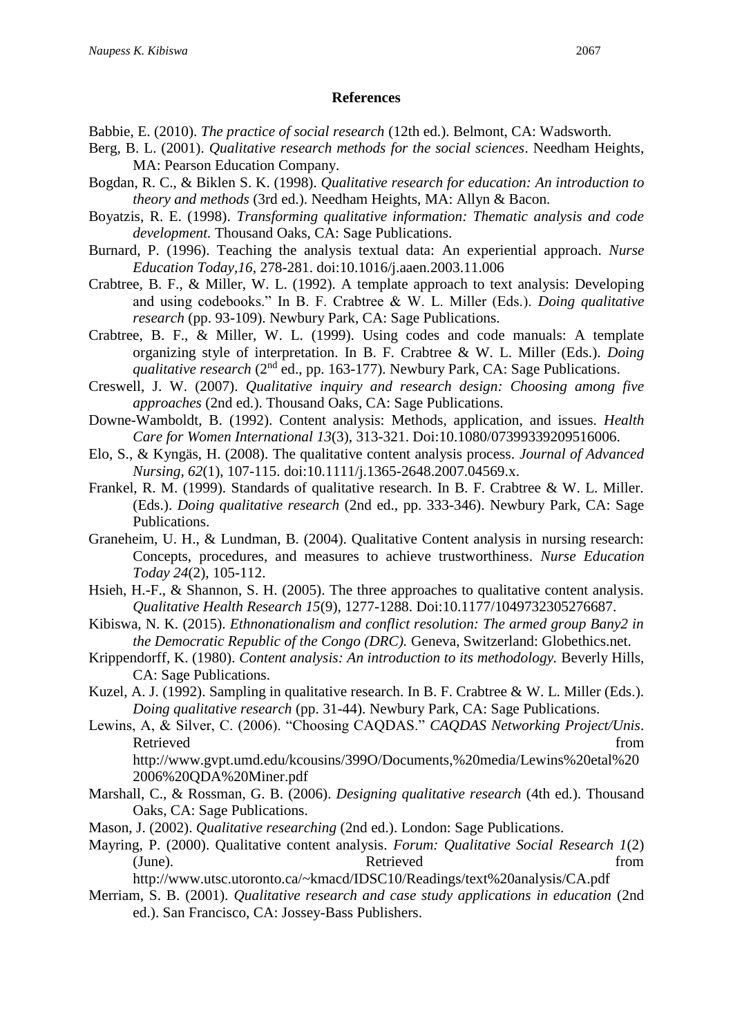## References

Babbie, E. (2010). *The practice of social research* (12th ed.). Belmont, CA: Wadsworth.

Berg, B. L. (2001). *Qualitative research methods for the social sciences*. Needham Heights, MA: Pearson Education Company.

Bogdan, R. C., & Biklen S. K. (1998). *Qualitative research for education: An introduction to theory and methods* (3rd ed.). Needham Heights, MA: Allyn & Bacon.

Boyatzis, R. E. (1998). *Transforming qualitative information: Thematic analysis and code development.* Thousand Oaks, CA: Sage Publications.

Burnard, P. (1996). Teaching the analysis textual data: An experiential approach. *Nurse Education Today,16*, 278-281. doi:10.1016/j.aaen.2003.11.006

Crabtree, B. F., & Miller, W. L. (1992). A template approach to text analysis: Developing and using codebooks." In B. F. Crabtree & W. L. Miller (Eds.). *Doing qualitative research* (pp. 93-109). Newbury Park, CA: Sage Publications.

Crabtree, B. F., & Miller, W. L. (1999). Using codes and code manuals: A template organizing style of interpretation. In B. F. Crabtree & W. L. Miller (Eds.). *Doing qualitative research* (2nd ed., pp. 163-177). Newbury Park, CA: Sage Publications.

Creswell, J. W. (2007). *Qualitative inquiry and research design: Choosing among five approaches* (2nd ed.). Thousand Oaks, CA: Sage Publications.

Downe-Wamboldt, B. (1992). Content analysis: Methods, application, and issues. *Health Care for Women International 13*(3), 313-321. Doi:10.1080/07399339209516006.

Elo, S., & Kyngäs, H. (2008). The qualitative content analysis process. *Journal of Advanced Nursing, 62*(1), 107-115. doi:10.1111/j.1365-2648.2007.04569.x.

Frankel, R. M. (1999). Standards of qualitative research. In B. F. Crabtree & W. L. Miller. (Eds.). *Doing qualitative research* (2nd ed., pp. 333-346). Newbury Park, CA: Sage Publications.

Graneheim, U. H., & Lundman, B. (2004). Qualitative Content analysis in nursing research: Concepts, procedures, and measures to achieve trustworthiness. *Nurse Education Today 24*(2), 105-112.

Hsieh, H.-F., & Shannon, S. H. (2005). The three approaches to qualitative content analysis. *Qualitative Health Research 15*(9), 1277-1288. Doi:10.1177/1049732305276687.

Kibiswa, N. K. (2015). *Ethnonationalism and conflict resolution: The armed group Bany2 in the Democratic Republic of the Congo (DRC).* Geneva, Switzerland: Globethics.net.

Krippendorff, K. (1980). *Content analysis: An introduction to its methodology.* Beverly Hills, CA: Sage Publications.

Kuzel, A. J. (1992). Sampling in qualitative research. In B. F. Crabtree & W. L. Miller (Eds.). *Doing qualitative research* (pp. 31-44). Newbury Park, CA: Sage Publications.

Lewins, A, & Silver, C. (2006). "Choosing CAQDAS." *CAQDAS Networking Project/Unis*. Retrieved from http://www.gvpt.umd.edu/kcousins/399O/Documents,%20media/Lewins%20etal%202006%20QDA%20Miner.pdf

Marshall, C., & Rossman, G. B. (2006). *Designing qualitative research* (4th ed.). Thousand Oaks, CA: Sage Publications.

Mason, J. (2002). *Qualitative researching* (2nd ed.). London: Sage Publications.

Mayring, P. (2000). Qualitative content analysis. *Forum: Qualitative Social Research 1*(2) (June). Retrieved from http://www.utsc.utoronto.ca/~kmacd/IDSC10/Readings/text%20analysis/CA.pdf

Merriam, S. B. (2001). *Qualitative research and case study applications in education* (2nd ed.). San Francisco, CA: Jossey-Bass Publishers.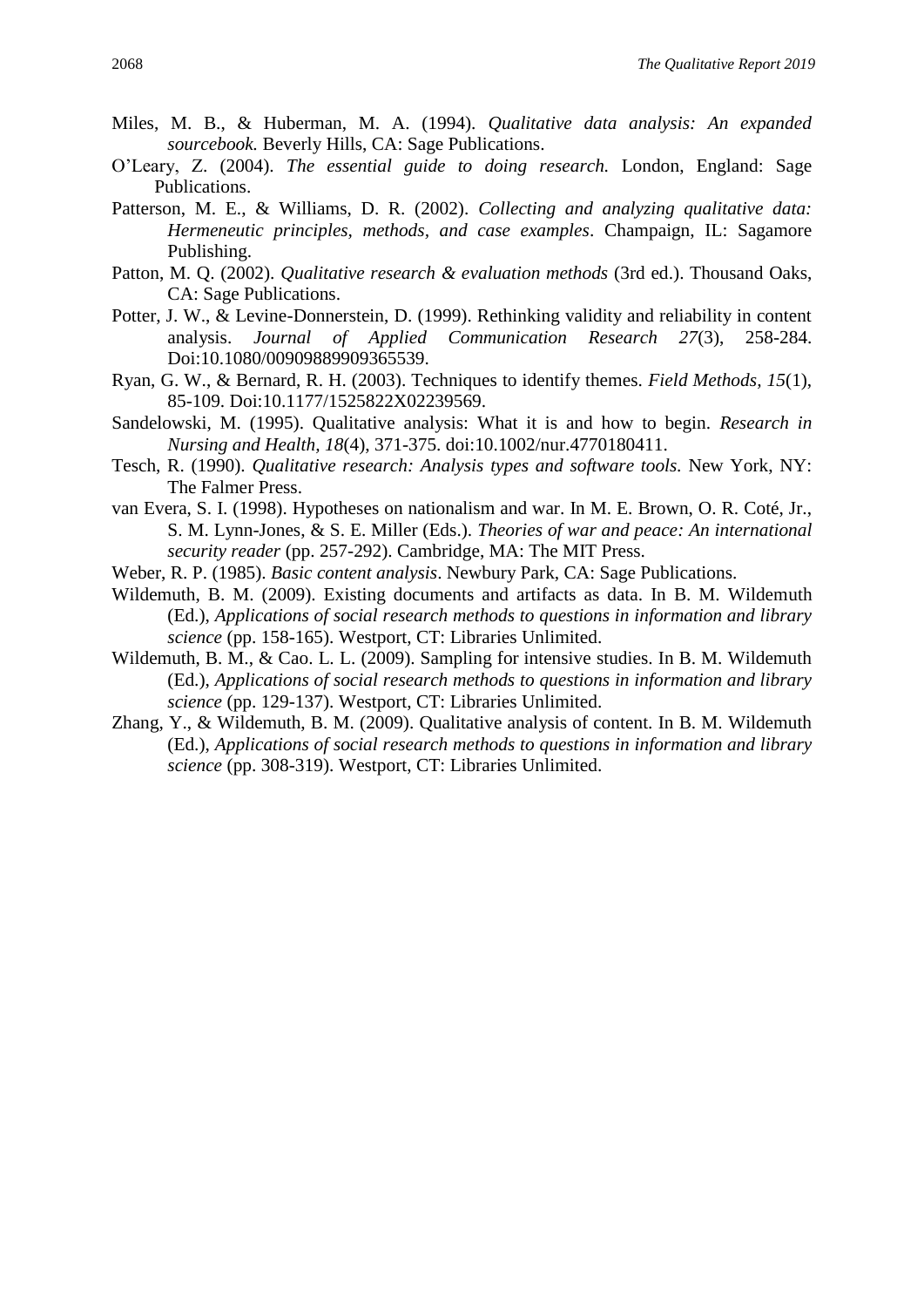Miles, M. B., & Huberman, M. A. (1994). *Qualitative data analysis: An expanded sourcebook.* Beverly Hills, CA: Sage Publications.

O'Leary, Z. (2004). *The essential guide to doing research.* London, England: Sage Publications.

Patterson, M. E., & Williams, D. R. (2002). *Collecting and analyzing qualitative data: Hermeneutic principles, methods, and case examples*. Champaign, IL: Sagamore Publishing.

Patton, M. Q. (2002). *Qualitative research & evaluation methods* (3rd ed.). Thousand Oaks, CA: Sage Publications.

Potter, J. W., & Levine-Donnerstein, D. (1999). Rethinking validity and reliability in content analysis. *Journal of Applied Communication Research 27*(3), 258-284. Doi:10.1080/00909889909365539.

Ryan, G. W., & Bernard, R. H. (2003). Techniques to identify themes. *Field Methods, 15*(1), 85-109. Doi:10.1177/1525822X02239569.

Sandelowski, M. (1995). Qualitative analysis: What it is and how to begin. *Research in Nursing and Health, 18*(4), 371-375. doi:10.1002/nur.4770180411.

Tesch, R. (1990). *Qualitative research: Analysis types and software tools.* New York, NY: The Falmer Press.

van Evera, S. I. (1998). Hypotheses on nationalism and war. In M. E. Brown, O. R. Coté, Jr., S. M. Lynn-Jones, & S. E. Miller (Eds.). *Theories of war and peace: An international security reader* (pp. 257-292). Cambridge, MA: The MIT Press.

Weber, R. P. (1985). *Basic content analysis*. Newbury Park, CA: Sage Publications.

Wildemuth, B. M. (2009). Existing documents and artifacts as data. In B. M. Wildemuth (Ed.), *Applications of social research methods to questions in information and library science* (pp. 158-165). Westport, CT: Libraries Unlimited.

Wildemuth, B. M., & Cao. L. L. (2009). Sampling for intensive studies. In B. M. Wildemuth (Ed.), *Applications of social research methods to questions in information and library science* (pp. 129-137). Westport, CT: Libraries Unlimited.

Zhang, Y., & Wildemuth, B. M. (2009). Qualitative analysis of content. In B. M. Wildemuth (Ed.), *Applications of social research methods to questions in information and library science* (pp. 308-319). Westport, CT: Libraries Unlimited.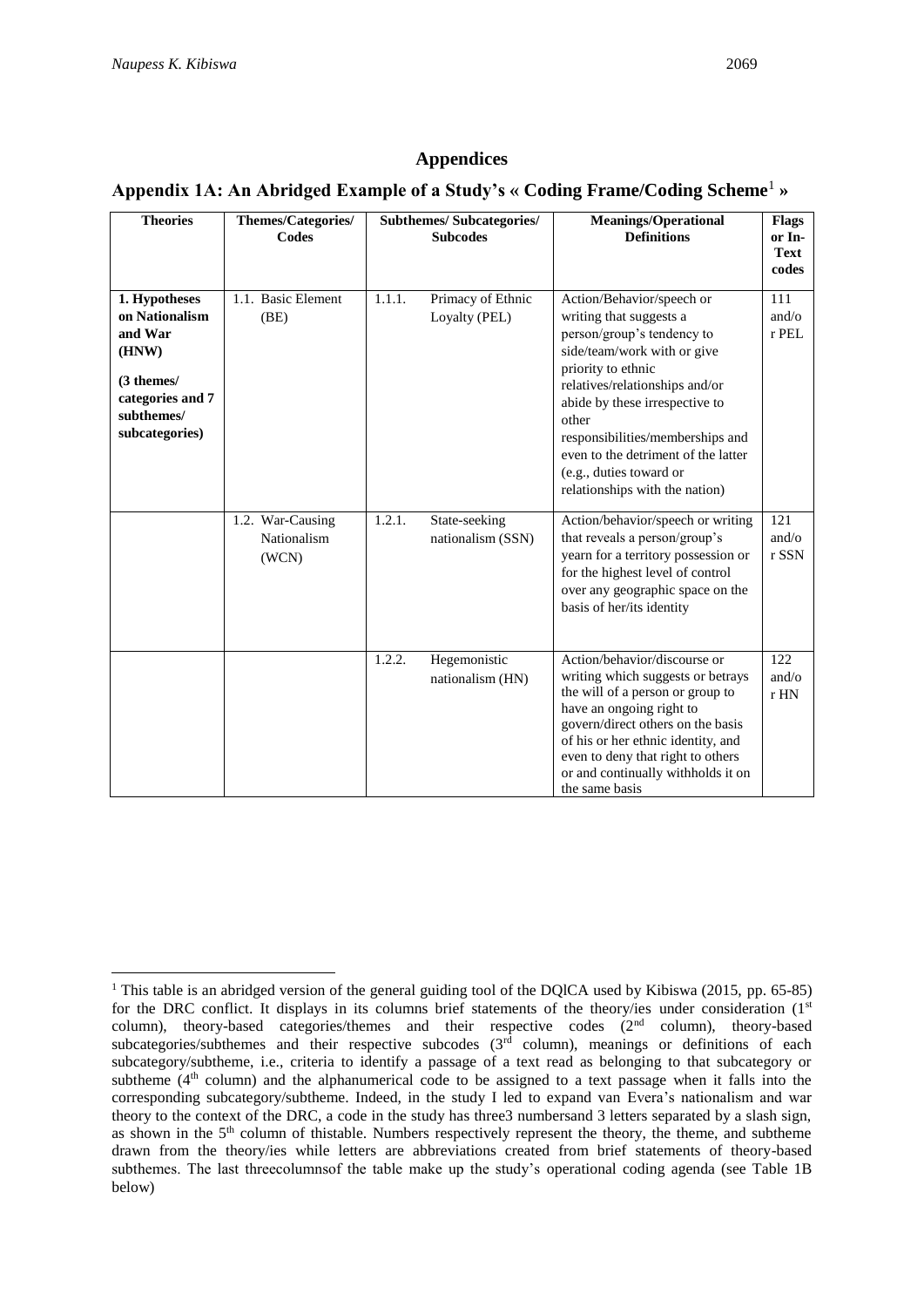## Appendices

### Appendix 1A: An Abridged Example of a Study's « Coding Frame/Coding Scheme[1] »

| Theories | Themes/Categories/ Codes | Subthemes/ Subcategories/ Subcodes | Meanings/Operational Definitions | Flags or In-Text codes |
|---|---|---|---|---|
| **1. Hypotheses on Nationalism and War (HNW)** <br><br> **(3 themes/ categories and 7 subthemes/ subcategories)** | 1.1. Basic Element (BE) | 1.1.1. Primacy of Ethnic Loyalty (PEL) | Action/Behavior/speech or writing that suggests a person/group's tendency to side/team/work with or give priority to ethnic relatives/relationships and/or abide by these irrespective to other responsibilities/memberships and even to the detriment of the latter (e.g., duties toward or relationships with the nation) | 111 and/or PEL |
| | 1.2. War-Causing Nationalism (WCN) | 1.2.1. State-seeking nationalism (SSN) | Action/behavior/speech or writing that reveals a person/group's yearn for a territory possession or for the highest level of control over any geographic space on the basis of her/its identity | 121 and/or SSN |
| | | 1.2.2. Hegemonistic nationalism (HN) | Action/behavior/discourse or writing which suggests or betrays the will of a person or group to have an ongoing right to govern/direct others on the basis of his or her ethnic identity, and even to deny that right to others or and continually withholds it on the same basis | 122 and/or HN |

---

[1] This table is an abridged version of the general guiding tool of the DQlCA used by Kibiswa (2015, pp. 65-85) for the DRC conflict. It displays in its columns brief statements of the theory/ies under consideration (1st column), theory-based categories/themes and their respective codes (2nd column), theory-based subcategories/subthemes and their respective subcodes (3rd column), meanings or definitions of each subcategory/subtheme, i.e., criteria to identify a passage of a text read as belonging to that subcategory or subtheme (4th column) and the alphanumerical code to be assigned to a text passage when it falls into the corresponding subcategory/subtheme. Indeed, in the study I led to expand van Evera's nationalism and war theory to the context of the DRC, a code in the study has three3 numbersand 3 letters separated by a slash sign, as shown in the 5th column of thistable. Numbers respectively represent the theory, the theme, and subtheme drawn from the theory/ies while letters are abbreviations created from brief statements of theory-based subthemes. The last threecolumnsof the table make up the study's operational coding agenda (see Table 1B below)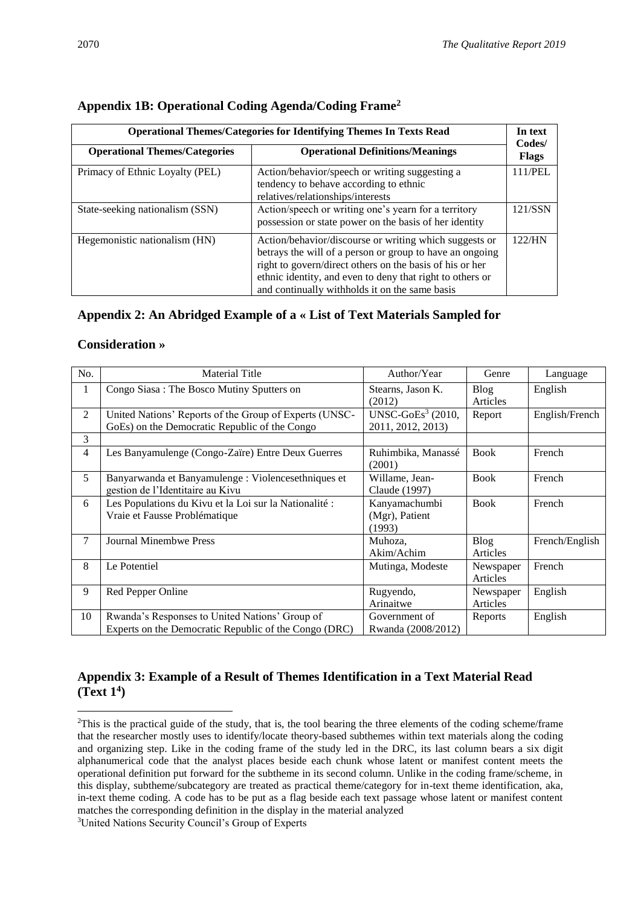## Appendix 1B: Operational Coding Agenda/Coding Frame[2]

| Operational Themes/Categories for Identifying Themes In Texts Read | | In text Codes/ Flags |
|---|---|---|
| **Operational Themes/Categories** | **Operational Definitions/Meanings** | |
| Primacy of Ethnic Loyalty (PEL) | Action/behavior/speech or writing suggesting a tendency to behave according to ethnic relatives/relationships/interests | 111/PEL |
| State-seeking nationalism (SSN) | Action/speech or writing one's yearn for a territory possession or state power on the basis of her identity | 121/SSN |
| Hegemonistic nationalism (HN) | Action/behavior/discourse or writing which suggests or betrays the will of a person or group to have an ongoing right to govern/direct others on the basis of his or her ethnic identity, and even to deny that right to others or and continually withholds it on the same basis | 122/HN |

## Appendix 2: An Abridged Example of a « List of Text Materials Sampled for Consideration »

| No. | Material Title | Author/Year | Genre | Language |
|---|---|---|---|---|
| 1 | Congo Siasa : The Bosco Mutiny Sputters on | Stearns, Jason K. (2012) | Blog Articles | English |
| 2 | United Nations' Reports of the Group of Experts (UNSC-GoEs) on the Democratic Republic of the Congo | UNSC-GoEs[3] (2010, 2011, 2012, 2013) | Report | English/French |
| 3 | | | | |
| 4 | Les Banyamulenge (Congo-Zaïre) Entre Deux Guerres | Ruhimbika, Manassé (2001) | Book | French |
| 5 | Banyarwanda et Banyamulenge : Violencesethniques et gestion de l'Identitaire au Kivu | Willame, Jean-Claude (1997) | Book | French |
| 6 | Les Populations du Kivu et la Loi sur la Nationalité : Vraie et Fausse Problématique | Kanyamachumbi (Mgr), Patient (1993) | Book | French |
| 7 | Journal Minembwe Press | Muhoza, Akim/Achim | Blog Articles | French/English |
| 8 | Le Potentiel | Mutinga, Modeste | Newspaper Articles | French |
| 9 | Red Pepper Online | Rugyendo, Arinaitwe | Newspaper Articles | English |
| 10 | Rwanda's Responses to United Nations' Group of Experts on the Democratic Republic of the Congo (DRC) | Government of Rwanda (2008/2012) | Reports | English |

## Appendix 3: Example of a Result of Themes Identification in a Text Material Read (Text 1[4])

---

[2]This is the practical guide of the study, that is, the tool bearing the three elements of the coding scheme/frame that the researcher mostly uses to identify/locate theory-based subthemes within text materials along the coding and organizing step. Like in the coding frame of the study led in the DRC, its last column bears a six digit alphanumerical code that the analyst places beside each chunk whose latent or manifest content meets the operational definition put forward for the subtheme in its second column. Unlike in the coding frame/scheme, in this display, subtheme/subcategory are treated as practical theme/category for in-text theme identification, aka, in-text theme coding. A code has to be put as a flag beside each text passage whose latent or manifest content matches the corresponding definition in the display in the material analyzed

[3]United Nations Security Council's Group of Experts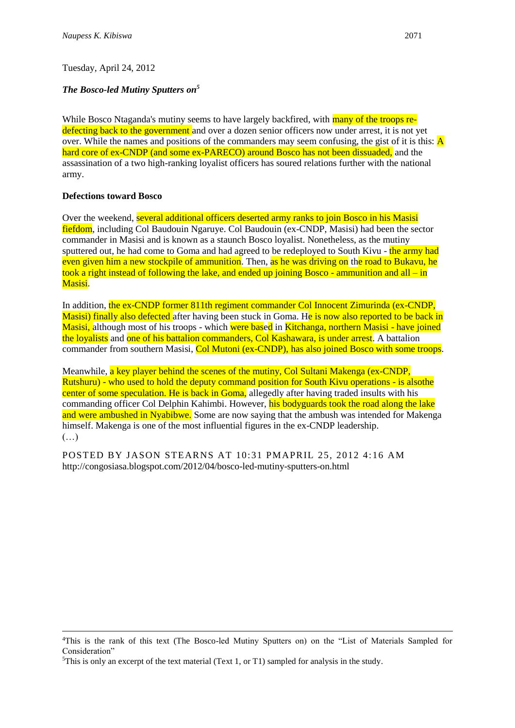Tuesday, April 24, 2012

***The Bosco-led Mutiny Sputters on***[5]

While Bosco Ntaganda's mutiny seems to have largely backfired, with many of the troops re-defecting back to the government and over a dozen senior officers now under arrest, it is not yet over. While the names and positions of the commanders may seem confusing, the gist of it is this: A hard core of ex-CNDP (and some ex-PARECO) around Bosco has not been dissuaded, and the assassination of a two high-ranking loyalist officers has soured relations further with the national army.

**Defections toward Bosco**

Over the weekend, several additional officers deserted army ranks to join Bosco in his Masisi fiefdom, including Col Baudouin Ngaruye. Col Baudouin (ex-CNDP, Masisi) had been the sector commander in Masisi and is known as a staunch Bosco loyalist. Nonetheless, as the mutiny sputtered out, he had come to Goma and had agreed to be redeployed to South Kivu - the army had even given him a new stockpile of ammunition. Then, as he was driving on the road to Bukavu, he took a right instead of following the lake, and ended up joining Bosco - ammunition and all – in Masisi.

In addition, the ex-CNDP former 811th regiment commander Col Innocent Zimurinda (ex-CNDP, Masisi) finally also defected after having been stuck in Goma. He is now also reported to be back in Masisi, although most of his troops - which were based in Kitchanga, northern Masisi - have joined the loyalists and one of his battalion commanders, Col Kashawara, is under arrest. A battalion commander from southern Masisi, Col Mutoni (ex-CNDP), has also joined Bosco with some troops.

Meanwhile, a key player behind the scenes of the mutiny, Col Sultani Makenga (ex-CNDP, Rutshuru) - who used to hold the deputy command position for South Kivu operations - is alsothe center of some speculation. He is back in Goma, allegedly after having traded insults with his commanding officer Col Delphin Kahimbi. However, his bodyguards took the road along the lake and were ambushed in Nyabibwe. Some are now saying that the ambush was intended for Makenga himself. Makenga is one of the most influential figures in the ex-CNDP leadership.
(…)

POSTED BY JASON STEARNS AT 10:31 PMAPRIL 25, 2012 4:16 AM
http://congosiasa.blogspot.com/2012/04/bosco-led-mutiny-sputters-on.html

---

[4]This is the rank of this text (The Bosco-led Mutiny Sputters on) on the "List of Materials Sampled for Consideration"

[5]This is only an excerpt of the text material (Text 1, or T1) sampled for analysis in the study.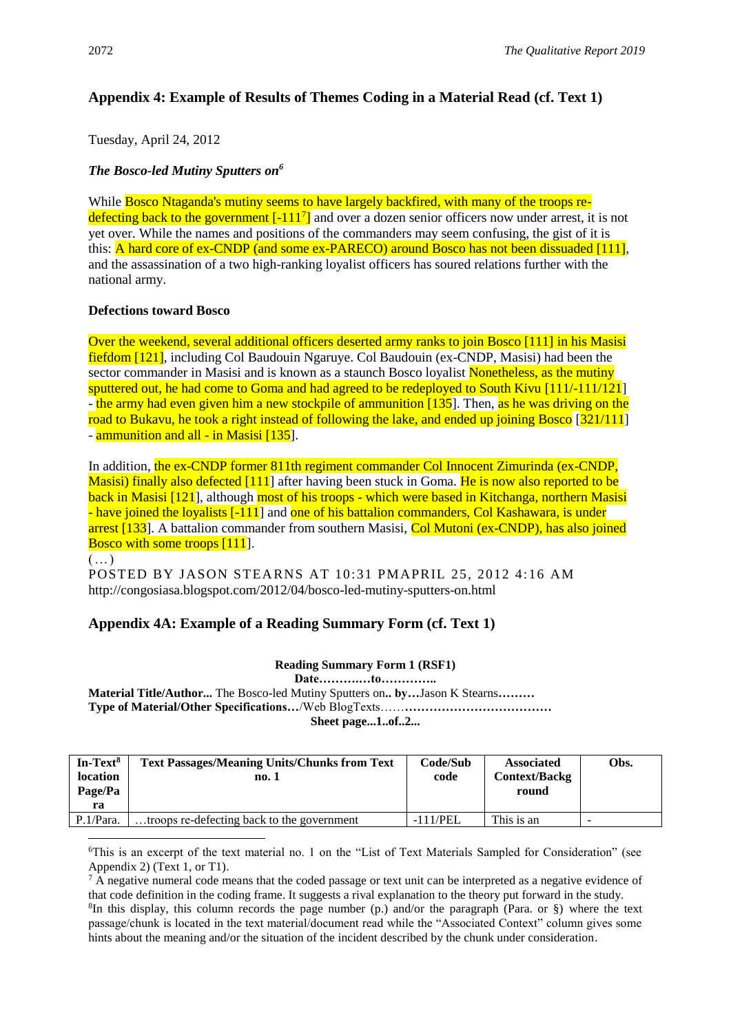## Appendix 4: Example of Results of Themes Coding in a Material Read (cf. Text 1)

Tuesday, April 24, 2012

***The Bosco-led Mutiny Sputters on*[6]**

While Bosco Ntaganda's mutiny seems to have largely backfired, with many of the troops re-defecting back to the government [-111[7]] and over a dozen senior officers now under arrest, it is not yet over. While the names and positions of the commanders may seem confusing, the gist of it is this: A hard core of ex-CNDP (and some ex-PARECO) around Bosco has not been dissuaded [111], and the assassination of a two high-ranking loyalist officers has soured relations further with the national army.

**Defections toward Bosco**

Over the weekend, several additional officers deserted army ranks to join Bosco [111] in his Masisi fiefdom [121], including Col Baudouin Ngaruye. Col Baudouin (ex-CNDP, Masisi) had been the sector commander in Masisi and is known as a staunch Bosco loyalist Nonetheless, as the mutiny sputtered out, he had come to Goma and had agreed to be redeployed to South Kivu [111/-111/121] - the army had even given him a new stockpile of ammunition [135]. Then, as he was driving on the road to Bukavu, he took a right instead of following the lake, and ended up joining Bosco [321/111] - ammunition and all - in Masisi [135].

In addition, the ex-CNDP former 811th regiment commander Col Innocent Zimurinda (ex-CNDP, Masisi) finally also defected [111] after having been stuck in Goma. He is now also reported to be back in Masisi [121], although most of his troops - which were based in Kitchanga, northern Masisi - have joined the loyalists [-111] and one of his battalion commanders, Col Kashawara, is under arrest [133]. A battalion commander from southern Masisi, Col Mutoni (ex-CNDP), has also joined Bosco with some troops [111].

(…)

POSTED BY JASON STEARNS AT 10:31 PMAPRIL 25, 2012 4:16 AM

http://congosiasa.blogspot.com/2012/04/bosco-led-mutiny-sputters-on.html

## Appendix 4A: Example of a Reading Summary Form (cf. Text 1)

**Reading Summary Form 1 (RSF1)**

**Date…………to…………..**

**Material Title/Author...** The Bosco-led Mutiny Sputters on**.. by…**Jason K Stearns**………**

**Type of Material/Other Specifications…**/Web BlogTexts……**………………………………**

**Sheet page...1..of..2...**

| In-Text[8] location Page/Para | Text Passages/Meaning Units/Chunks from Text no. 1 | Code/Sub code | Associated Context/Background | Obs. |
|---|---|---|---|---|
| P.1/Para. | …troops re-defecting back to the government | -111/PEL | This is an | - |

[6]This is an excerpt of the text material no. 1 on the "List of Text Materials Sampled for Consideration" (see Appendix 2) (Text 1, or T1).

[7] A negative numeral code means that the coded passage or text unit can be interpreted as a negative evidence of that code definition in the coding frame. It suggests a rival explanation to the theory put forward in the study.

[8]In this display, this column records the page number (p.) and/or the paragraph (Para. or §) where the text passage/chunk is located in the text material/document read while the "Associated Context" column gives some hints about the meaning and/or the situation of the incident described by the chunk under consideration.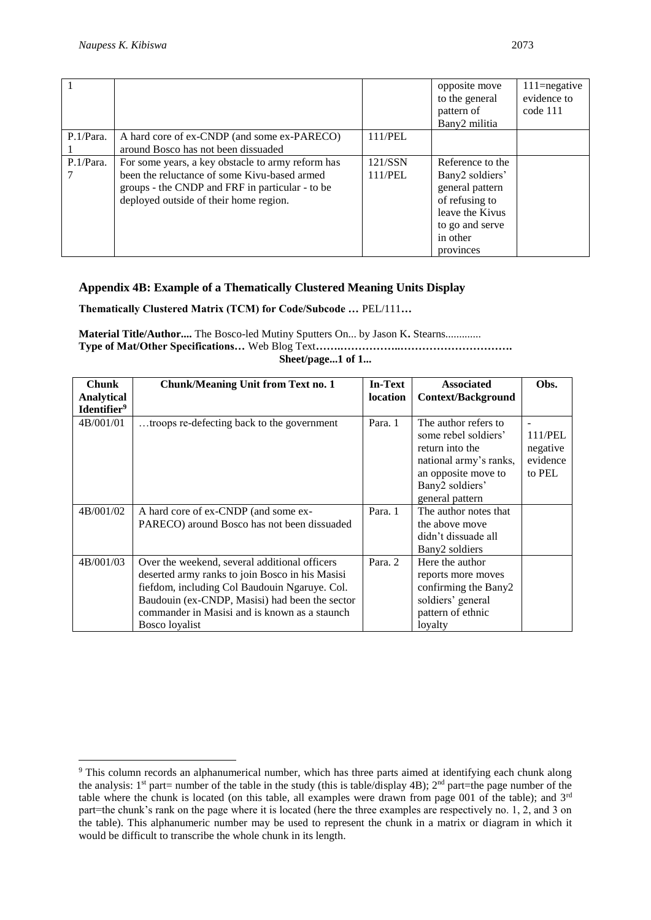| 1 | | | opposite move to the general pattern of Bany2 militia | 111=negative evidence to code 111 |
|---|---|---|---|---|
| P.1/Para. 1 | A hard core of ex-CNDP (and some ex-PARECO) around Bosco has not been dissuaded | 111/PEL | | |
| P.1/Para. 7 | For some years, a key obstacle to army reform has been the reluctance of some Kivu-based armed groups - the CNDP and FRF in particular - to be deployed outside of their home region. | 121/SSN 111/PEL | Reference to the Bany2 soldiers' general pattern of refusing to leave the Kivus to go and serve in other provinces | |

## Appendix 4B: Example of a Thematically Clustered Meaning Units Display

**Thematically Clustered Matrix (TCM) for Code/Subcode …** PEL/111**…**

**Material Title/Author....** The Bosco-led Mutiny Sputters On... by Jason K**.** Stearns.............
**Type of Mat/Other Specifications…** Web Blog Text**…….……………..………………………….**

**Sheet/page...1 of 1...**

| Chunk Analytical Identifier[9] | Chunk/Meaning Unit from Text no. 1 | In-Text location | Associated Context/Background | Obs. |
|---|---|---|---|---|
| 4B/001/01 | …troops re-defecting back to the government | Para. 1 | The author refers to some rebel soldiers' return into the national army's ranks, an opposite move to Bany2 soldiers' general pattern | - 111/PEL negative evidence to PEL |
| 4B/001/02 | A hard core of ex-CNDP (and some ex-PARECO) around Bosco has not been dissuaded | Para. 1 | The author notes that the above move didn't dissuade all Bany2 soldiers | |
| 4B/001/03 | Over the weekend, several additional officers deserted army ranks to join Bosco in his Masisi fiefdom, including Col Baudouin Ngaruye. Col. Baudouin (ex-CNDP, Masisi) had been the sector commander in Masisi and is known as a staunch Bosco loyalist | Para. 2 | Here the author reports more moves confirming the Bany2 soldiers' general pattern of ethnic loyalty | |

[9] This column records an alphanumerical number, which has three parts aimed at identifying each chunk along the analysis: 1st part= number of the table in the study (this is table/display 4B); 2nd part=the page number of the table where the chunk is located (on this table, all examples were drawn from page 001 of the table); and 3rd part=the chunk's rank on the page where it is located (here the three examples are respectively no. 1, 2, and 3 on the table). This alphanumeric number may be used to represent the chunk in a matrix or diagram in which it would be difficult to transcribe the whole chunk in its length.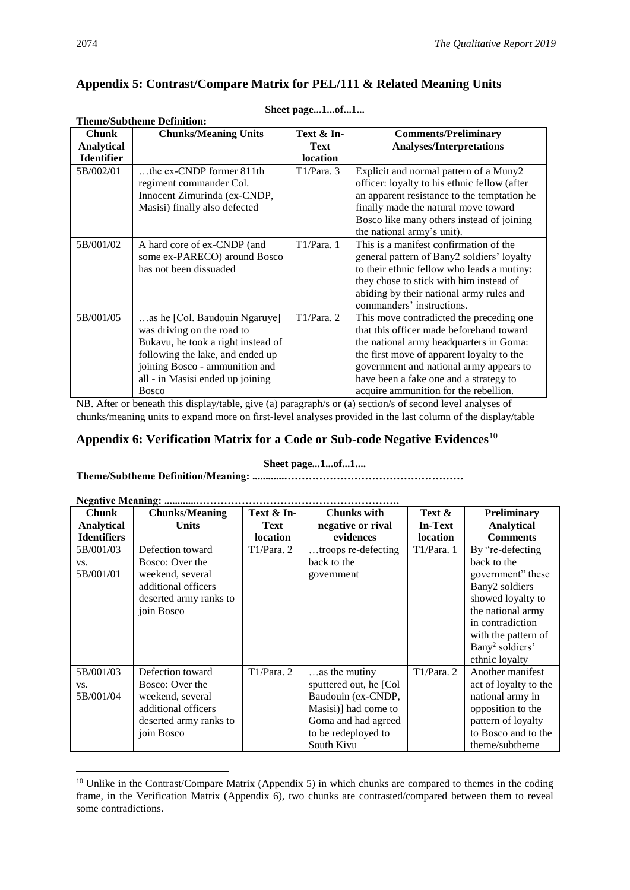## Appendix 5: Contrast/Compare Matrix for PEL/111 & Related Meaning Units

**Sheet page...1...of...1...**

**Theme/Subtheme Definition:**

| Chunk Analytical Identifier | Chunks/Meaning Units | Text & In-Text location | Comments/Preliminary Analyses/Interpretations |
|---|---|---|---|
| 5B/002/01 | …the ex-CNDP former 811th regiment commander Col. Innocent Zimurinda (ex-CNDP, Masisi) finally also defected | T1/Para. 3 | Explicit and normal pattern of a Muny2 officer: loyalty to his ethnic fellow (after an apparent resistance to the temptation he finally made the natural move toward Bosco like many others instead of joining the national army's unit). |
| 5B/001/02 | A hard core of ex-CNDP (and some ex-PARECO) around Bosco has not been dissuaded | T1/Para. 1 | This is a manifest confirmation of the general pattern of Bany2 soldiers' loyalty to their ethnic fellow who leads a mutiny: they chose to stick with him instead of abiding by their national army rules and commanders' instructions. |
| 5B/001/05 | …as he [Col. Baudouin Ngaruye] was driving on the road to Bukavu, he took a right instead of following the lake, and ended up joining Bosco - ammunition and all - in Masisi ended up joining Bosco | T1/Para. 2 | This move contradicted the preceding one that this officer made beforehand toward the national army headquarters in Goma: the first move of apparent loyalty to the government and national army appears to have been a fake one and a strategy to acquire ammunition for the rebellion. |

NB. After or beneath this display/table, give (a) paragraph/s or (a) section/s of second level analyses of chunks/meaning units to expand more on first-level analyses provided in the last column of the display/table

## Appendix 6: Verification Matrix for a Code or Sub-code Negative Evidences[10]

**Sheet page...1...of...1....**

**Theme/Subtheme Definition/Meaning: ............……………………………………………**

**Negative Meaning: ............………………………………………………….**

| Chunk Analytical Identifiers | Chunks/Meaning Units | Text & In-Text location | Chunks with negative or rival evidences | Text & In-Text location | Preliminary Analytical Comments |
|---|---|---|---|---|---|
| 5B/001/03 vs. 5B/001/01 | Defection toward Bosco: Over the weekend, several additional officers deserted army ranks to join Bosco | T1/Para. 2 | …troops re-defecting back to the government | T1/Para. 1 | By "re-defecting back to the government" these Bany2 soldiers showed loyalty to the national army in contradiction with the pattern of Bany[2] soldiers' ethnic loyalty |
| 5B/001/03 vs. 5B/001/04 | Defection toward Bosco: Over the weekend, several additional officers deserted army ranks to join Bosco | T1/Para. 2 | …as the mutiny sputtered out, he [Col Baudouin (ex-CNDP, Masisi)] had come to Goma and had agreed to be redeployed to South Kivu | T1/Para. 2 | Another manifest act of loyalty to the national army in opposition to the pattern of loyalty to Bosco and to the theme/subtheme |

[10] Unlike in the Contrast/Compare Matrix (Appendix 5) in which chunks are compared to themes in the coding frame, in the Verification Matrix (Appendix 6), two chunks are contrasted/compared between them to reveal some contradictions.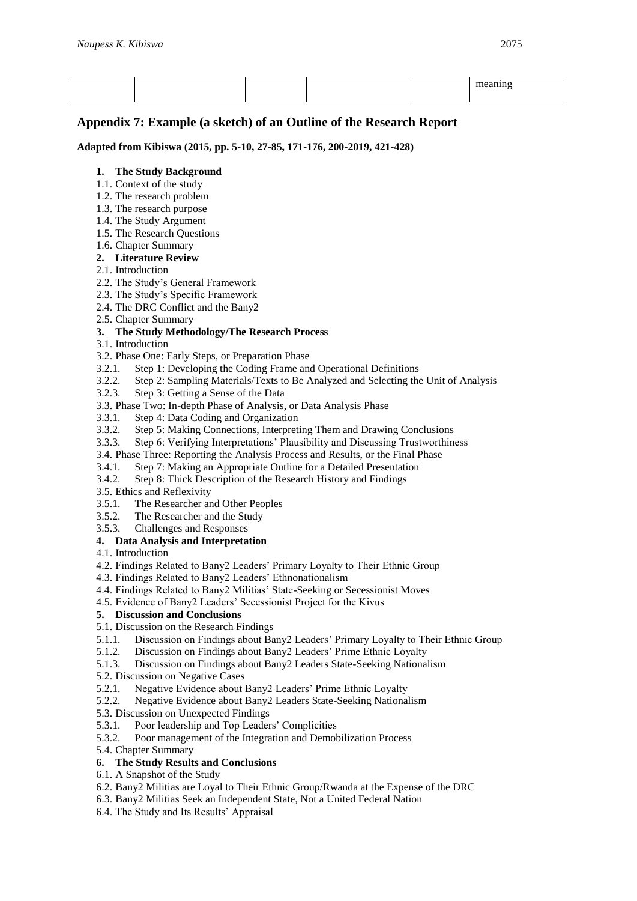| | | | | | meaning |
|---|---|---|---|---|---|

## Appendix 7: Example (a sketch) of an Outline of the Research Report

**Adapted from Kibiswa (2015, pp. 5-10, 27-85, 171-176, 200-2019, 421-428)**

**1. The Study Background**

1.1. Context of the study
1.2. The research problem
1.3. The research purpose
1.4. The Study Argument
1.5. The Research Questions
1.6. Chapter Summary

**2. Literature Review**

2.1. Introduction
2.2. The Study's General Framework
2.3. The Study's Specific Framework
2.4. The DRC Conflict and the Bany2
2.5. Chapter Summary

**3. The Study Methodology/The Research Process**

3.1. Introduction
3.2. Phase One: Early Steps, or Preparation Phase
3.2.1. Step 1: Developing the Coding Frame and Operational Definitions
3.2.2. Step 2: Sampling Materials/Texts to Be Analyzed and Selecting the Unit of Analysis
3.2.3. Step 3: Getting a Sense of the Data
3.3. Phase Two: In-depth Phase of Analysis, or Data Analysis Phase
3.3.1. Step 4: Data Coding and Organization
3.3.2. Step 5: Making Connections, Interpreting Them and Drawing Conclusions
3.3.3. Step 6: Verifying Interpretations' Plausibility and Discussing Trustworthiness
3.4. Phase Three: Reporting the Analysis Process and Results, or the Final Phase
3.4.1. Step 7: Making an Appropriate Outline for a Detailed Presentation
3.4.2. Step 8: Thick Description of the Research History and Findings
3.5. Ethics and Reflexivity
3.5.1. The Researcher and Other Peoples
3.5.2. The Researcher and the Study
3.5.3. Challenges and Responses

**4. Data Analysis and Interpretation**

4.1. Introduction
4.2. Findings Related to Bany2 Leaders' Primary Loyalty to Their Ethnic Group
4.3. Findings Related to Bany2 Leaders' Ethnonationalism
4.4. Findings Related to Bany2 Militias' State-Seeking or Secessionist Moves
4.5. Evidence of Bany2 Leaders' Secessionist Project for the Kivus

**5. Discussion and Conclusions**

5.1. Discussion on the Research Findings
5.1.1. Discussion on Findings about Bany2 Leaders' Primary Loyalty to Their Ethnic Group
5.1.2. Discussion on Findings about Bany2 Leaders' Prime Ethnic Loyalty
5.1.3. Discussion on Findings about Bany2 Leaders State-Seeking Nationalism
5.2. Discussion on Negative Cases
5.2.1. Negative Evidence about Bany2 Leaders' Prime Ethnic Loyalty
5.2.2. Negative Evidence about Bany2 Leaders State-Seeking Nationalism
5.3. Discussion on Unexpected Findings
5.3.1. Poor leadership and Top Leaders' Complicities
5.3.2. Poor management of the Integration and Demobilization Process
5.4. Chapter Summary

**6. The Study Results and Conclusions**

6.1. A Snapshot of the Study
6.2. Bany2 Militias are Loyal to Their Ethnic Group/Rwanda at the Expense of the DRC
6.3. Bany2 Militias Seek an Independent State, Not a United Federal Nation
6.4. The Study and Its Results' Appraisal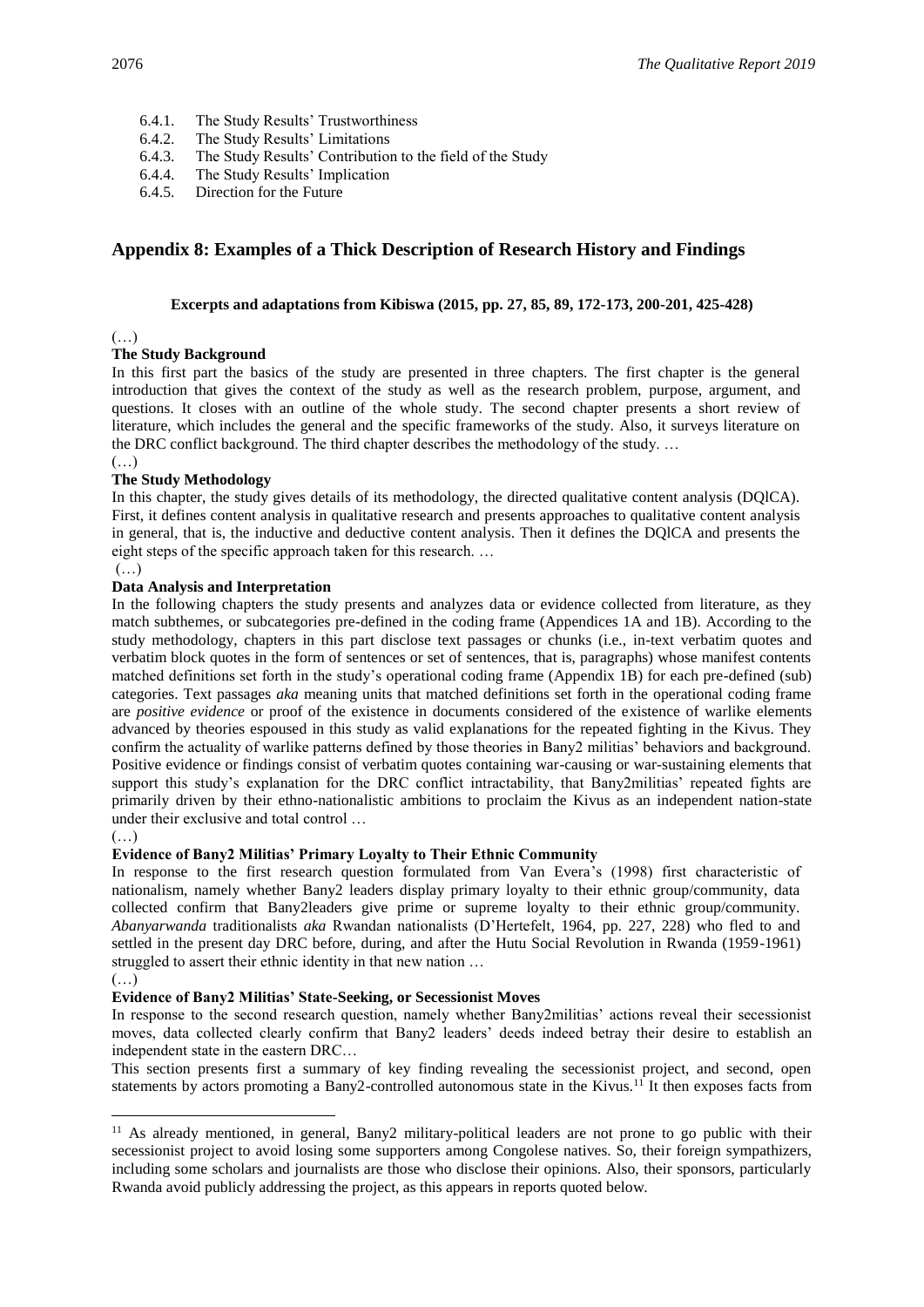6.4.1. The Study Results' Trustworthiness
6.4.2. The Study Results' Limitations
6.4.3. The Study Results' Contribution to the field of the Study
6.4.4. The Study Results' Implication
6.4.5. Direction for the Future

## Appendix 8: Examples of a Thick Description of Research History and Findings

**Excerpts and adaptations from Kibiswa (2015, pp. 27, 85, 89, 172-173, 200-201, 425-428)**

(…)

**The Study Background**

In this first part the basics of the study are presented in three chapters. The first chapter is the general introduction that gives the context of the study as well as the research problem, purpose, argument, and questions. It closes with an outline of the whole study. The second chapter presents a short review of literature, which includes the general and the specific frameworks of the study. Also, it surveys literature on the DRC conflict background. The third chapter describes the methodology of the study. …

(…)

**The Study Methodology**

In this chapter, the study gives details of its methodology, the directed qualitative content analysis (DQlCA). First, it defines content analysis in qualitative research and presents approaches to qualitative content analysis in general, that is, the inductive and deductive content analysis. Then it defines the DQlCA and presents the eight steps of the specific approach taken for this research. …

(…)

**Data Analysis and Interpretation**

In the following chapters the study presents and analyzes data or evidence collected from literature, as they match subthemes, or subcategories pre-defined in the coding frame (Appendices 1A and 1B). According to the study methodology, chapters in this part disclose text passages or chunks (i.e., in-text verbatim quotes and verbatim block quotes in the form of sentences or set of sentences, that is, paragraphs) whose manifest contents matched definitions set forth in the study's operational coding frame (Appendix 1B) for each pre-defined (sub) categories. Text passages *aka* meaning units that matched definitions set forth in the operational coding frame are *positive evidence* or proof of the existence in documents considered of the existence of warlike elements advanced by theories espoused in this study as valid explanations for the repeated fighting in the Kivus. They confirm the actuality of warlike patterns defined by those theories in Bany2 militias' behaviors and background. Positive evidence or findings consist of verbatim quotes containing war-causing or war-sustaining elements that support this study's explanation for the DRC conflict intractability, that Bany2militias' repeated fights are primarily driven by their ethno-nationalistic ambitions to proclaim the Kivus as an independent nation-state under their exclusive and total control …

(…)

**Evidence of Bany2 Militias' Primary Loyalty to Their Ethnic Community**

In response to the first research question formulated from Van Evera's (1998) first characteristic of nationalism, namely whether Bany2 leaders display primary loyalty to their ethnic group/community, data collected confirm that Bany2leaders give prime or supreme loyalty to their ethnic group/community. *Abanyarwanda* traditionalists *aka* Rwandan nationalists (D'Hertefelt, 1964, pp. 227, 228) who fled to and settled in the present day DRC before, during, and after the Hutu Social Revolution in Rwanda (1959-1961) struggled to assert their ethnic identity in that new nation …

(…)

**Evidence of Bany2 Militias' State-Seeking, or Secessionist Moves**

In response to the second research question, namely whether Bany2militias' actions reveal their secessionist moves, data collected clearly confirm that Bany2 leaders' deeds indeed betray their desire to establish an independent state in the eastern DRC…

This section presents first a summary of key finding revealing the secessionist project, and second, open statements by actors promoting a Bany2-controlled autonomous state in the Kivus.[11] It then exposes facts from

[11] As already mentioned, in general, Bany2 military-political leaders are not prone to go public with their secessionist project to avoid losing some supporters among Congolese natives. So, their foreign sympathizers, including some scholars and journalists are those who disclose their opinions. Also, their sponsors, particularly Rwanda avoid publicly addressing the project, as this appears in reports quoted below.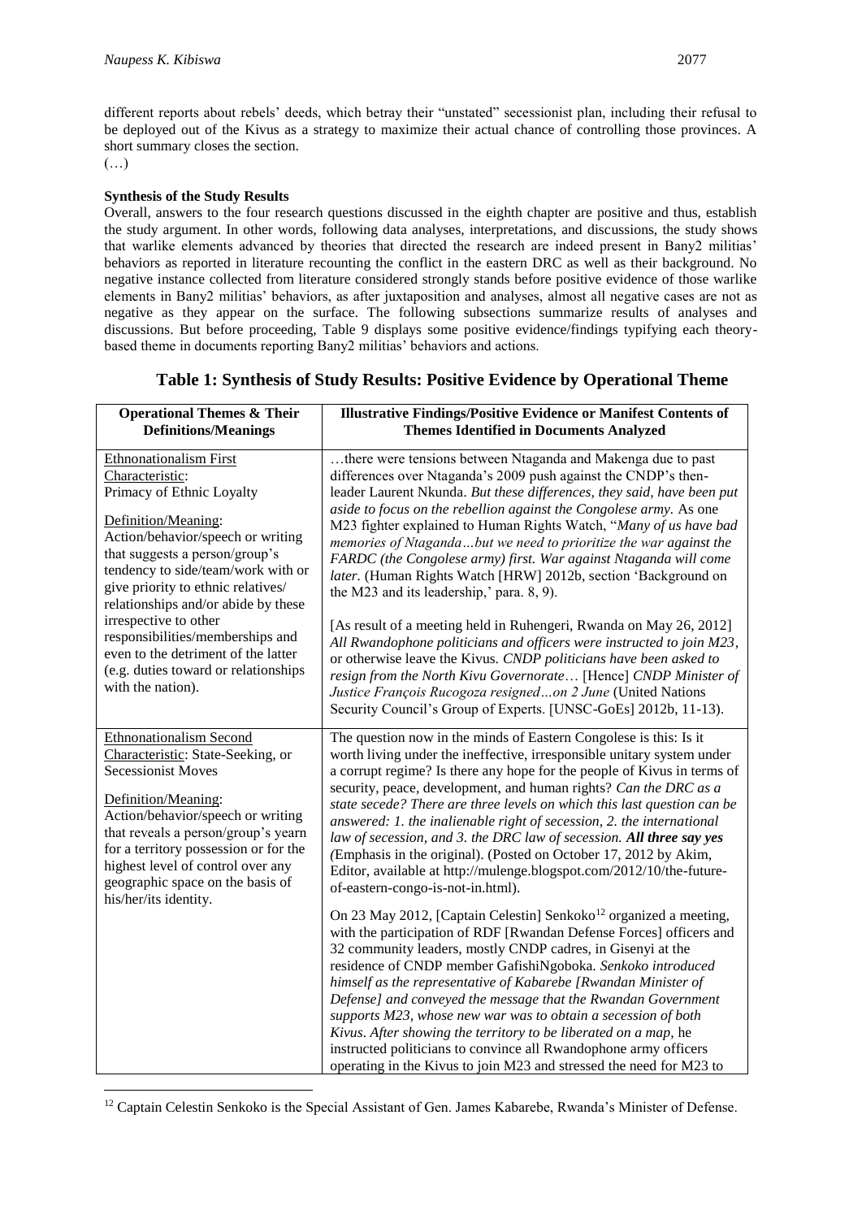different reports about rebels' deeds, which betray their "unstated" secessionist plan, including their refusal to be deployed out of the Kivus as a strategy to maximize their actual chance of controlling those provinces. A short summary closes the section.

(…)

**Synthesis of the Study Results**

Overall, answers to the four research questions discussed in the eighth chapter are positive and thus, establish the study argument. In other words, following data analyses, interpretations, and discussions, the study shows that warlike elements advanced by theories that directed the research are indeed present in Bany2 militias' behaviors as reported in literature recounting the conflict in the eastern DRC as well as their background. No negative instance collected from literature considered strongly stands before positive evidence of those warlike elements in Bany2 militias' behaviors, as after juxtaposition and analyses, almost all negative cases are not as negative as they appear on the surface. The following subsections summarize results of analyses and discussions. But before proceeding, Table 9 displays some positive evidence/findings typifying each theory-based theme in documents reporting Bany2 militias' behaviors and actions.

**Table 1: Synthesis of Study Results: Positive Evidence by Operational Theme**

| Operational Themes & Their Definitions/Meanings | Illustrative Findings/Positive Evidence or Manifest Contents of Themes Identified in Documents Analyzed |
|---|---|
| Ethnonationalism First Characteristic: Primacy of Ethnic Loyalty<br><br>Definition/Meaning: Action/behavior/speech or writing that suggests a person/group's tendency to side/team/work with or give priority to ethnic relatives/ relationships and/or abide by these irrespective to other responsibilities/memberships and even to the detriment of the latter (e.g. duties toward or relationships with the nation). | …there were tensions between Ntaganda and Makenga due to past differences over Ntaganda's 2009 push against the CNDP's then-leader Laurent Nkunda. *But these differences, they said, have been put aside to focus on the rebellion against the Congolese army.* As one M23 fighter explained to Human Rights Watch, "*Many of us have bad memories of Ntaganda…but we need to prioritize the war against the FARDC (the Congolese army) first. War against Ntaganda will come later.* (Human Rights Watch [HRW] 2012b, section 'Background on the M23 and its leadership,' para. 8, 9).<br><br>[As result of a meeting held in Ruhengeri, Rwanda on May 26, 2012] *All Rwandophone politicians and officers were instructed to join M23*, or otherwise leave the Kivus. *CNDP politicians have been asked to resign from the North Kivu Governorate*… [Hence] *CNDP Minister of Justice François Rucogoza resigned…on 2 June* (United Nations Security Council's Group of Experts. [UNSC-GoEs] 2012b, 11-13). |
| Ethnonationalism Second Characteristic: State-Seeking, or Secessionist Moves<br><br>Definition/Meaning: Action/behavior/speech or writing that reveals a person/group's yearn for a territory possession or for the highest level of control over any geographic space on the basis of his/her/its identity. | The question now in the minds of Eastern Congolese is this: Is it worth living under the ineffective, irresponsible unitary system under a corrupt regime? Is there any hope for the people of Kivus in terms of security, peace, development, and human rights? *Can the DRC as a state secede? There are three levels on which this last question can be answered: 1. the inalienable right of secession, 2. the international law of secession, and 3. the DRC law of secession.* ***All three say yes*** *(*Emphasis in the original). (Posted on October 17, 2012 by Akim, Editor, available at http://mulenge.blogspot.com/2012/10/the-future-of-eastern-congo-is-not-in.html).<br><br>On 23 May 2012, [Captain Celestin] Senkoko[12] organized a meeting, with the participation of RDF [Rwandan Defense Forces] officers and 32 community leaders, mostly CNDP cadres, in Gisenyi at the residence of CNDP member GafishiNgoboka. *Senkoko introduced himself as the representative of Kabarebe [Rwandan Minister of Defense] and conveyed the message that the Rwandan Government supports M23, whose new war was to obtain a secession of both Kivus. After showing the territory to be liberated on a map,* he instructed politicians to convince all Rwandophone army officers operating in the Kivus to join M23 and stressed the need for M23 to |

[12] Captain Celestin Senkoko is the Special Assistant of Gen. James Kabarebe, Rwanda's Minister of Defense.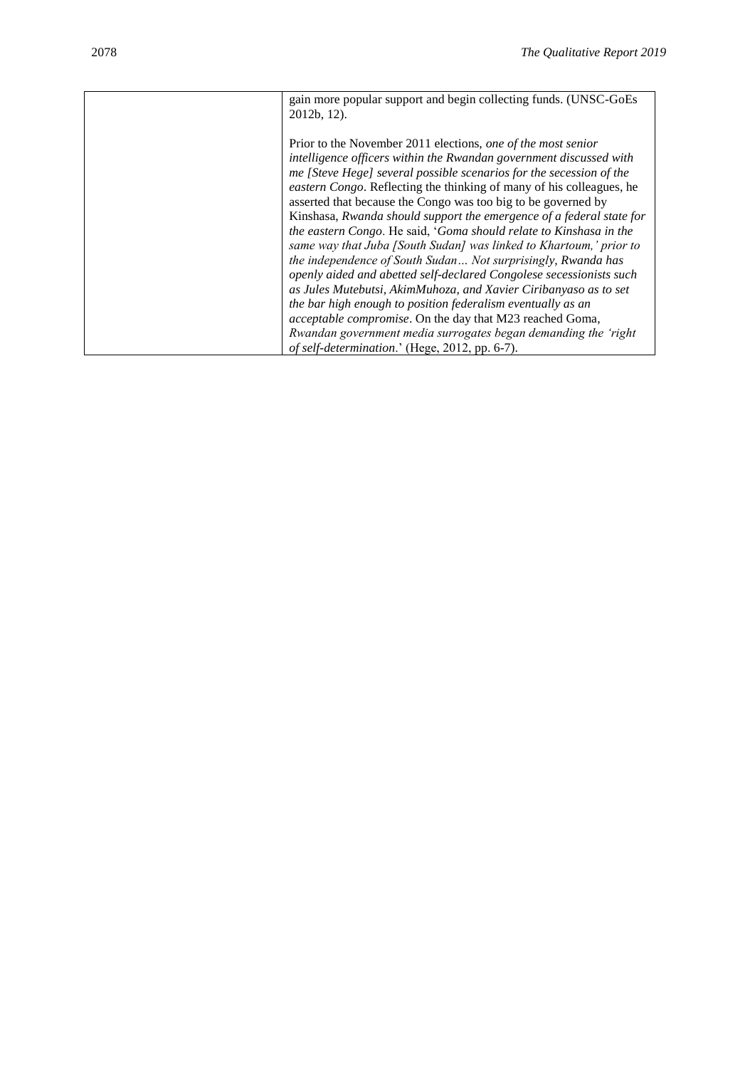| | |
|---|---|
| | gain more popular support and begin collecting funds. (UNSC-GoEs 2012b, 12).<br><br>Prior to the November 2011 elections, *one of the most senior intelligence officers within the Rwandan government discussed with me [Steve Hege] several possible scenarios for the secession of the eastern Congo*. Reflecting the thinking of many of his colleagues, he asserted that because the Congo was too big to be governed by Kinshasa, *Rwanda should support the emergence of a federal state for the eastern Congo*. He said, '*Goma should relate to Kinshasa in the same way that Juba [South Sudan] was linked to Khartoum,' prior to the independence of South Sudan… Not surprisingly, Rwanda has openly aided and abetted self-declared Congolese secessionists such as Jules Mutebutsi, AkimMuhoza, and Xavier Ciribanyaso as to set the bar high enough to position federalism eventually as an acceptable compromise*. On the day that M23 reached Goma, *Rwandan government media surrogates began demanding the 'right of self-determination*.' (Hege, 2012, pp. 6-7). |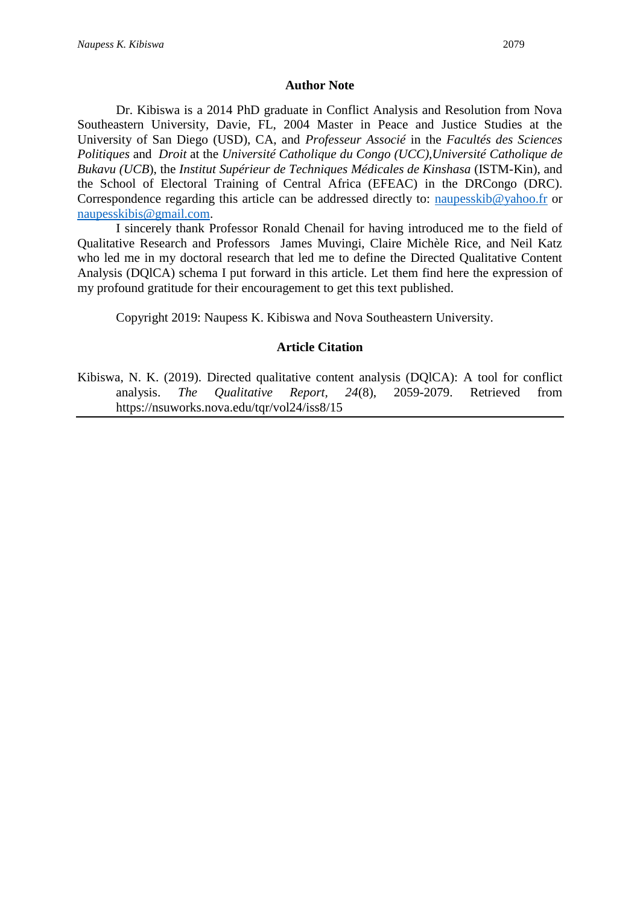## Author Note

Dr. Kibiswa is a 2014 PhD graduate in Conflict Analysis and Resolution from Nova Southeastern University, Davie, FL, 2004 Master in Peace and Justice Studies at the University of San Diego (USD), CA, and *Professeur Associé* in the *Facultés des Sciences Politiques* and *Droit* at the *Université Catholique du Congo (UCC),Université Catholique de Bukavu (UCB*), the *Institut Supérieur de Techniques Médicales de Kinshasa* (ISTM-Kin), and the School of Electoral Training of Central Africa (EFEAC) in the DRCongo (DRC). Correspondence regarding this article can be addressed directly to: naupesskib@yahoo.fr or naupesskibis@gmail.com.

I sincerely thank Professor Ronald Chenail for having introduced me to the field of Qualitative Research and Professors James Muvingi, Claire Michèle Rice, and Neil Katz who led me in my doctoral research that led me to define the Directed Qualitative Content Analysis (DQlCA) schema I put forward in this article. Let them find here the expression of my profound gratitude for their encouragement to get this text published.

Copyright 2019: Naupess K. Kibiswa and Nova Southeastern University.

## Article Citation

Kibiswa, N. K. (2019). Directed qualitative content analysis (DQlCA): A tool for conflict analysis. *The Qualitative Report, 24*(8), 2059-2079. Retrieved from https://nsuworks.nova.edu/tqr/vol24/iss8/15